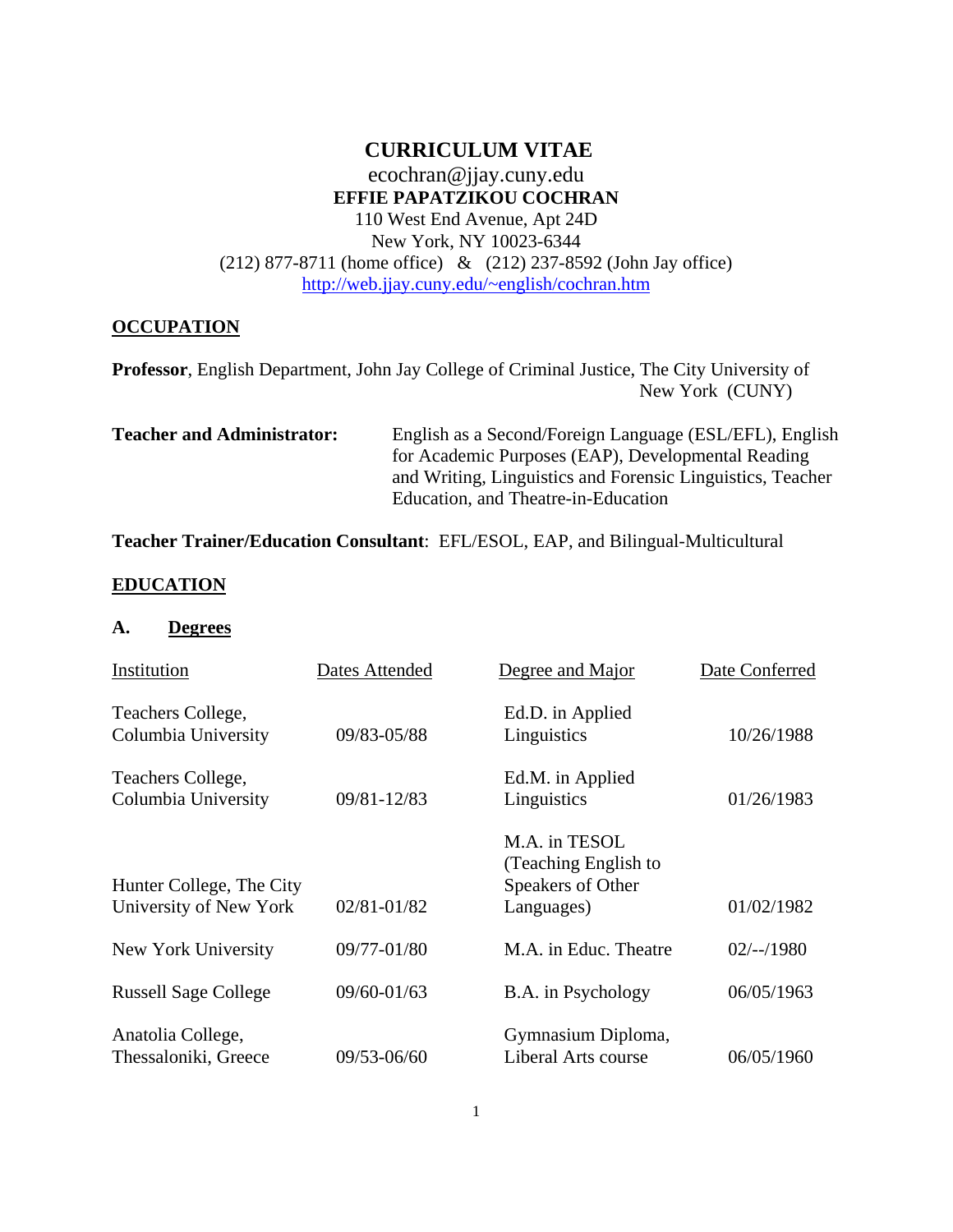# CURRICULUM VITAE

ecochran@jjay.cuny.edu

**EFFIE PAPATZIKOU COCHRAN**

110 West End Avenue, Apt 24D
New York, NY 10023-6344
(212) 877-8711 (home office) & (212) 237-8592 (John Jay office)
http://web.jjay.cuny.edu/~english/cochran.htm

## OCCUPATION

**Professor**, English Department, John Jay College of Criminal Justice, The City University of New York (CUNY)

**Teacher and Administrator:** English as a Second/Foreign Language (ESL/EFL), English for Academic Purposes (EAP), Developmental Reading and Writing, Linguistics and Forensic Linguistics, Teacher Education, and Theatre-in-Education

**Teacher Trainer/Education Consultant**: EFL/ESOL, EAP, and Bilingual-Multicultural

## EDUCATION

### A. Degrees

| Institution | Dates Attended | Degree and Major | Date Conferred |
|---|---|---|---|
| Teachers College, Columbia University | 09/83-05/88 | Ed.D. in Applied Linguistics | 10/26/1988 |
| Teachers College, Columbia University | 09/81-12/83 | Ed.M. in Applied Linguistics | 01/26/1983 |
| Hunter College, The City University of New York | 02/81-01/82 | M.A. in TESOL (Teaching English to Speakers of Other Languages) | 01/02/1982 |
| New York University | 09/77-01/80 | M.A. in Educ. Theatre | 02/--/1980 |
| Russell Sage College | 09/60-01/63 | B.A. in Psychology | 06/05/1963 |
| Anatolia College, Thessaloniki, Greece | 09/53-06/60 | Gymnasium Diploma, Liberal Arts course | 06/05/1960 |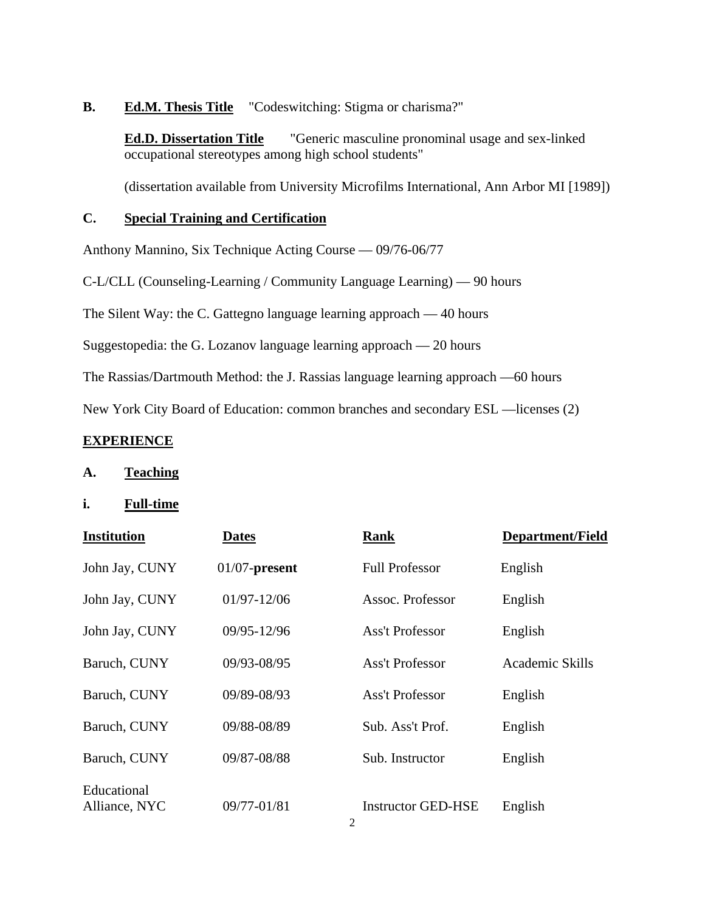**B.** **Ed.M. Thesis Title** "Codeswitching: Stigma or charisma?"

**Ed.D. Dissertation Title** "Generic masculine pronominal usage and sex-linked occupational stereotypes among high school students"

(dissertation available from University Microfilms International, Ann Arbor MI [1989])

**C.** **Special Training and Certification**

Anthony Mannino, Six Technique Acting Course — 09/76-06/77

C-L/CLL (Counseling-Learning / Community Language Learning) — 90 hours

The Silent Way: the C. Gattegno language learning approach — 40 hours

Suggestopedia: the G. Lozanov language learning approach — 20 hours

The Rassias/Dartmouth Method: the J. Rassias language learning approach —60 hours

New York City Board of Education: common branches and secondary ESL —licenses (2)

## EXPERIENCE

**A.** **Teaching**

**i.** **Full-time**

| Institution | Dates | Rank | Department/Field |
|---|---|---|---|
| John Jay, CUNY | 01/07-**present** | Full Professor | English |
| John Jay, CUNY | 01/97-12/06 | Assoc. Professor | English |
| John Jay, CUNY | 09/95-12/96 | Ass't Professor | English |
| Baruch, CUNY | 09/93-08/95 | Ass't Professor | Academic Skills |
| Baruch, CUNY | 09/89-08/93 | Ass't Professor | English |
| Baruch, CUNY | 09/88-08/89 | Sub. Ass't Prof. | English |
| Baruch, CUNY | 09/87-08/88 | Sub. Instructor | English |
| Educational Alliance, NYC | 09/77-01/81 | Instructor GED-HSE | English |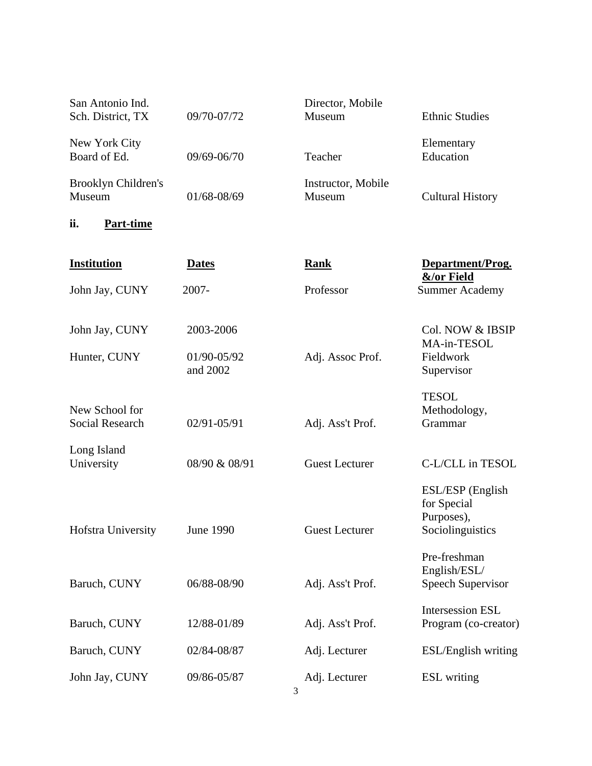| | | | |
|---|---|---|---|
| San Antonio Ind. Sch. District, TX | 09/70-07/72 | Director, Mobile Museum | Ethnic Studies |
| New York City Board of Ed. | 09/69-06/70 | Teacher | Elementary Education |
| Brooklyn Children's Museum | 01/68-08/69 | Instructor, Mobile Museum | Cultural History |

**ii. Part-time**

| Institution | Dates | Rank | Department/Prog. &/or Field |
|---|---|---|---|
| John Jay, CUNY | 2007- | Professor | Summer Academy |
| John Jay, CUNY | 2003-2006 | | Col. NOW & IBSIP |
| Hunter, CUNY | 01/90-05/92 and 2002 | Adj. Assoc Prof. | MA-in-TESOL Fieldwork Supervisor |
| New School for Social Research | 02/91-05/91 | Adj. Ass't Prof. | TESOL Methodology, Grammar |
| Long Island University | 08/90 & 08/91 | Guest Lecturer | C-L/CLL in TESOL |
| Hofstra University | June 1990 | Guest Lecturer | ESL/ESP (English for Special Purposes), Sociolinguistics |
| Baruch, CUNY | 06/88-08/90 | Adj. Ass't Prof. | Pre-freshman English/ESL/ Speech Supervisor |
| Baruch, CUNY | 12/88-01/89 | Adj. Ass't Prof. | Intersession ESL Program (co-creator) |
| Baruch, CUNY | 02/84-08/87 | Adj. Lecturer | ESL/English writing |
| John Jay, CUNY | 09/86-05/87 | Adj. Lecturer | ESL writing |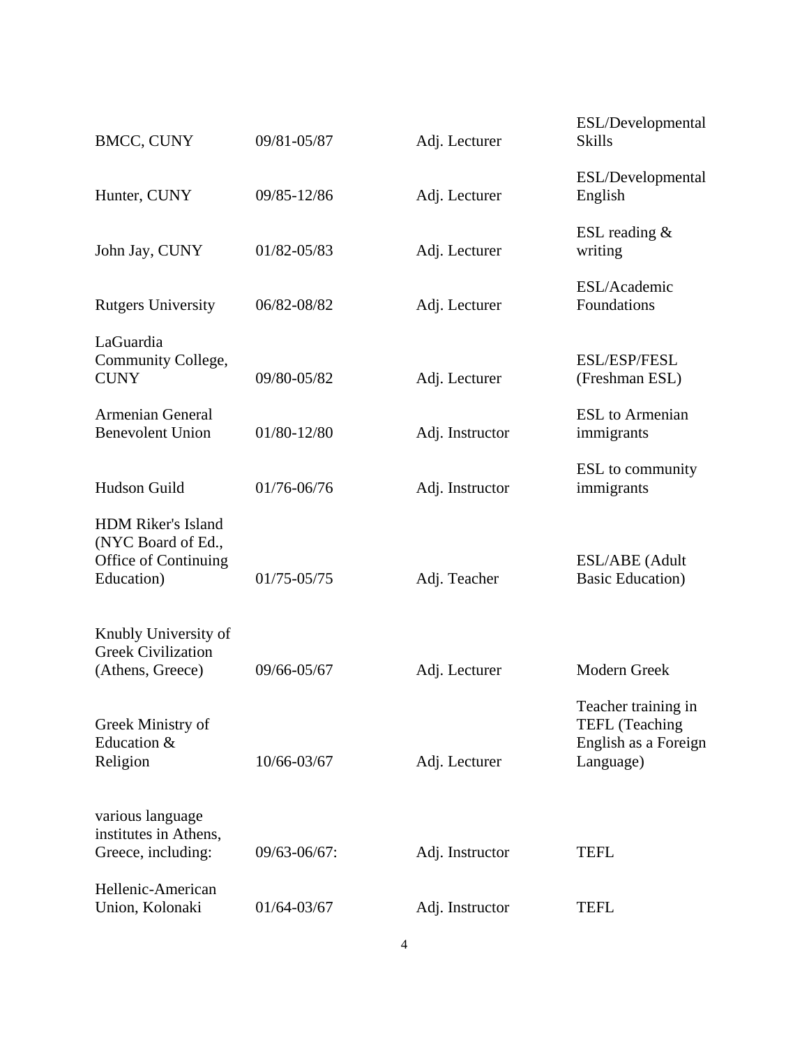| | | | |
|---|---|---|---|
| BMCC, CUNY | 09/81-05/87 | Adj. Lecturer | ESL/Developmental Skills |
| Hunter, CUNY | 09/85-12/86 | Adj. Lecturer | ESL/Developmental English |
| John Jay, CUNY | 01/82-05/83 | Adj. Lecturer | ESL reading & writing |
| Rutgers University | 06/82-08/82 | Adj. Lecturer | ESL/Academic Foundations |
| LaGuardia Community College, CUNY | 09/80-05/82 | Adj. Lecturer | ESL/ESP/FESL (Freshman ESL) |
| Armenian General Benevolent Union | 01/80-12/80 | Adj. Instructor | ESL to Armenian immigrants |
| Hudson Guild | 01/76-06/76 | Adj. Instructor | ESL to community immigrants |
| HDM Riker's Island (NYC Board of Ed., Office of Continuing Education) | 01/75-05/75 | Adj. Teacher | ESL/ABE (Adult Basic Education) |
| Knubly University of Greek Civilization (Athens, Greece) | 09/66-05/67 | Adj. Lecturer | Modern Greek |
| Greek Ministry of Education & Religion | 10/66-03/67 | Adj. Lecturer | Teacher training in TEFL (Teaching English as a Foreign Language) |
| various language institutes in Athens, Greece, including: | 09/63-06/67: | Adj. Instructor | TEFL |
| Hellenic-American Union, Kolonaki | 01/64-03/67 | Adj. Instructor | TEFL |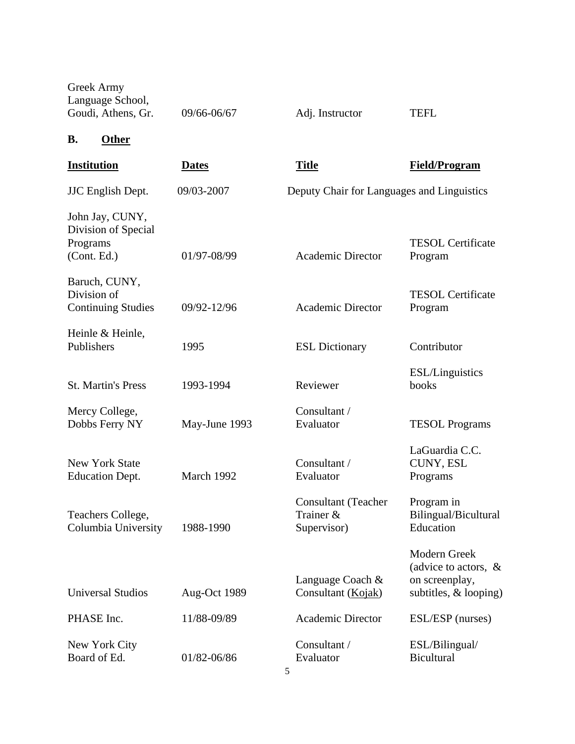| | | | |
|---|---|---|---|
| Greek Army Language School, Goudi, Athens, Gr. | 09/66-06/67 | Adj. Instructor | TEFL |

**B. Other**

| **Institution** | **Dates** | **Title** | **Field/Program** |
|---|---|---|---|
| JJC English Dept. | 09/03-2007 | Deputy Chair for Languages and Linguistics | |
| John Jay, CUNY, Division of Special Programs (Cont. Ed.) | 01/97-08/99 | Academic Director | TESOL Certificate Program |
| Baruch, CUNY, Division of Continuing Studies | 09/92-12/96 | Academic Director | TESOL Certificate Program |
| Heinle & Heinle, Publishers | 1995 | ESL Dictionary | Contributor |
| St. Martin's Press | 1993-1994 | Reviewer | ESL/Linguistics books |
| Mercy College, Dobbs Ferry NY | May-June 1993 | Consultant / Evaluator | TESOL Programs |
| New York State Education Dept. | March 1992 | Consultant / Evaluator | LaGuardia C.C. CUNY, ESL Programs |
| Teachers College, Columbia University | 1988-1990 | Consultant (Teacher Trainer & Supervisor) | Program in Bilingual/Bicultural Education |
| Universal Studios | Aug-Oct 1989 | Language Coach & Consultant (Kojak) | Modern Greek (advice to actors, & on screenplay, subtitles, & looping) |
| PHASE Inc. | 11/88-09/89 | Academic Director | ESL/ESP (nurses) |
| New York City Board of Ed. | 01/82-06/86 | Consultant / Evaluator | ESL/Bilingual/ Bicultural |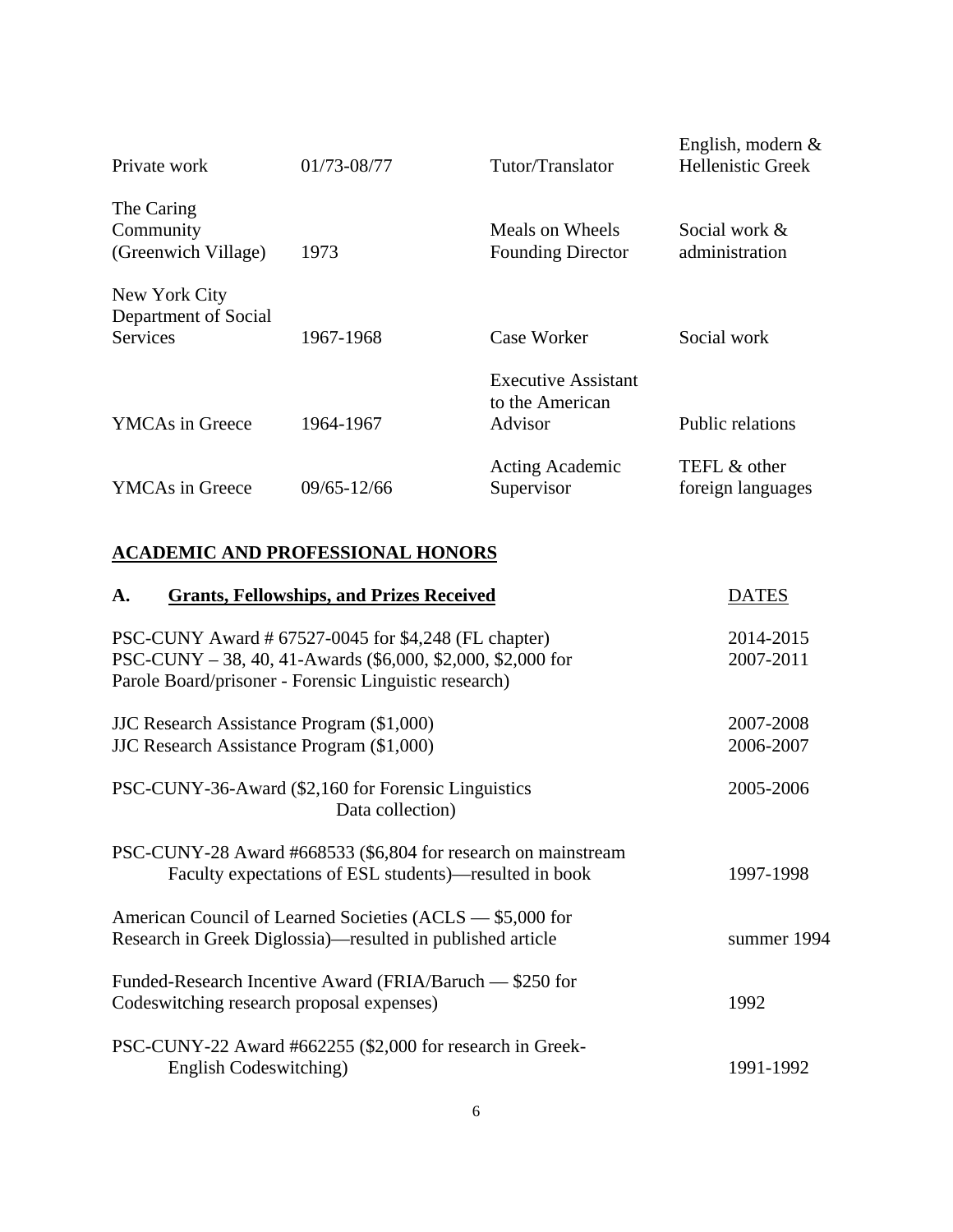| | | | |
|---|---|---|---|
| Private work | 01/73-08/77 | Tutor/Translator | English, modern & Hellenistic Greek |
| The Caring Community (Greenwich Village) | 1973 | Meals on Wheels Founding Director | Social work & administration |
| New York City Department of Social Services | 1967-1968 | Case Worker | Social work |
| YMCAs in Greece | 1964-1967 | Executive Assistant to the American Advisor | Public relations |
| YMCAs in Greece | 09/65-12/66 | Acting Academic Supervisor | TEFL & other foreign languages |

## ACADEMIC AND PROFESSIONAL HONORS

| A. Grants, Fellowships, and Prizes Received | DATES |
|---|---|
| PSC-CUNY Award # 67527-0045 for $4,248 (FL chapter) | 2014-2015 |
| PSC-CUNY – 38, 40, 41-Awards ($6,000, $2,000, $2,000 for Parole Board/prisoner - Forensic Linguistic research) | 2007-2011 |
| JJC Research Assistance Program ($1,000) | 2007-2008 |
| JJC Research Assistance Program ($1,000) | 2006-2007 |
| PSC-CUNY-36-Award ($2,160 for Forensic Linguistics Data collection) | 2005-2006 |
| PSC-CUNY-28 Award #668533 ($6,804 for research on mainstream Faculty expectations of ESL students)—resulted in book | 1997-1998 |
| American Council of Learned Societies (ACLS — $5,000 for Research in Greek Diglossia)—resulted in published article | summer 1994 |
| Funded-Research Incentive Award (FRIA/Baruch — $250 for Codeswitching research proposal expenses) | 1992 |
| PSC-CUNY-22 Award #662255 ($2,000 for research in Greek-English Codeswitching) | 1991-1992 |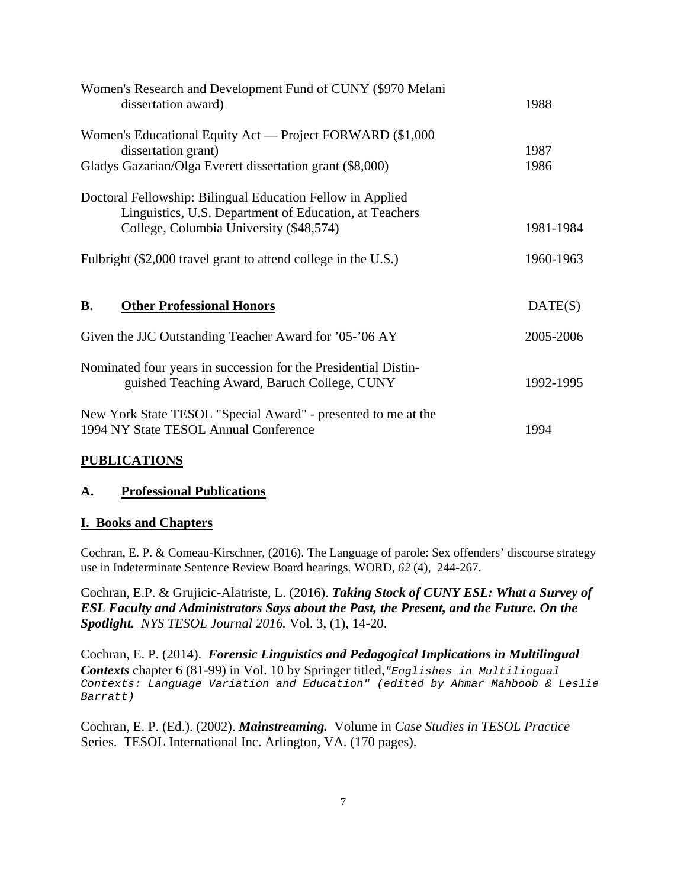| | |
|---|---|
| Women's Research and Development Fund of CUNY ($970 Melani dissertation award) | 1988 |
| Women's Educational Equity Act — Project FORWARD ($1,000 dissertation grant) | 1987 |
| Gladys Gazarian/Olga Everett dissertation grant ($8,000) | 1986 |
| Doctoral Fellowship: Bilingual Education Fellow in Applied Linguistics, U.S. Department of Education, at Teachers College, Columbia University ($48,574) | 1981-1984 |
| Fulbright ($2,000 travel grant to attend college in the U.S.) | 1960-1963 |

### B. Other Professional Honors

| | DATE(S) |
|---|---|
| Given the JJC Outstanding Teacher Award for '05-'06 AY | 2005-2006 |
| Nominated four years in succession for the Presidential Distinguished Teaching Award, Baruch College, CUNY | 1992-1995 |
| New York State TESOL "Special Award" - presented to me at the 1994 NY State TESOL Annual Conference | 1994 |

## PUBLICATIONS

### A. Professional Publications

### I. Books and Chapters

Cochran, E. P. & Comeau-Kirschner, (2016). The Language of parole: Sex offenders' discourse strategy use in Indeterminate Sentence Review Board hearings. WORD, *62* (4), 244-267.

Cochran, E.P. & Grujicic-Alatriste, L. (2016). ***Taking Stock of CUNY ESL: What a Survey of ESL Faculty and Administrators Says about the Past, the Present, and the Future. On the Spotlight.*** *NYS TESOL Journal 2016.* Vol. 3, (1), 14-20.

Cochran, E. P. (2014). ***Forensic Linguistics and Pedagogical Implications in Multilingual Contexts*** chapter 6 (81-99) in Vol. 10 by Springer titled,*"Englishes in Multilingual Contexts: Language Variation and Education" (edited by Ahmar Mahboob & Leslie Barratt)*

Cochran, E. P. (Ed.). (2002). ***Mainstreaming.*** Volume in *Case Studies in TESOL Practice* Series. TESOL International Inc. Arlington, VA. (170 pages).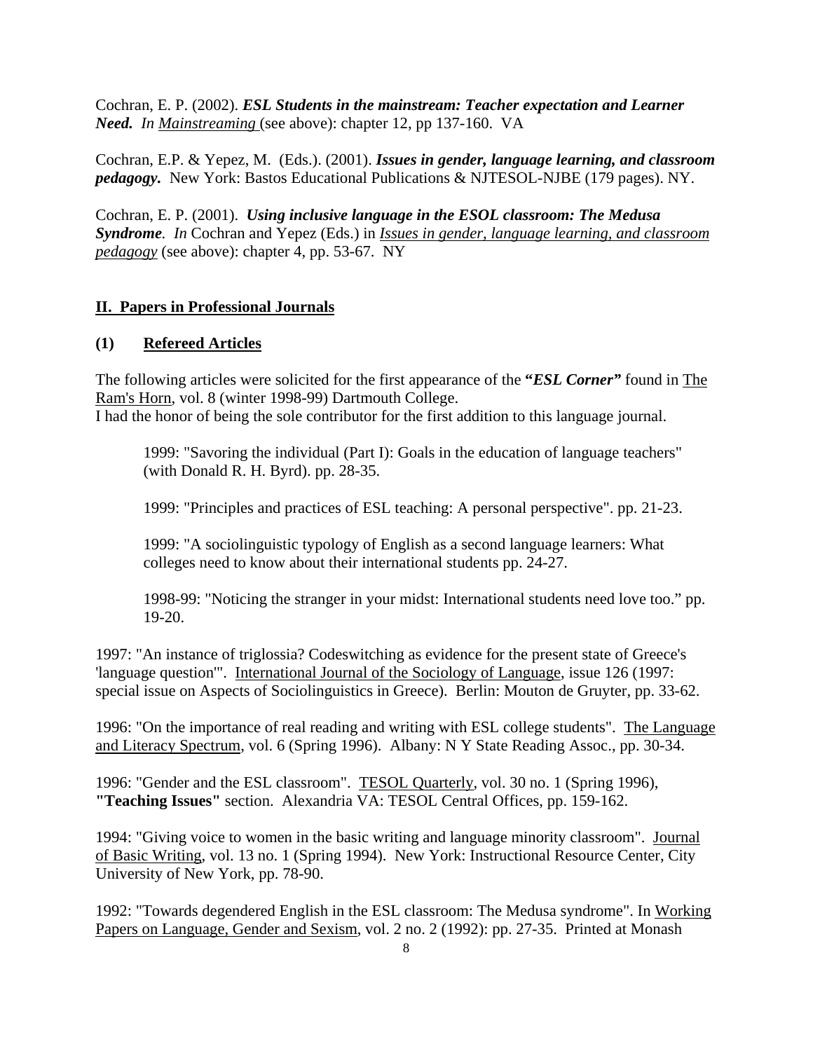Cochran, E. P. (2002). ***ESL Students in the mainstream: Teacher expectation and Learner Need.*** *In* Mainstreaming (see above): chapter 12, pp 137-160. VA

Cochran, E.P. & Yepez, M. (Eds.). (2001). ***Issues in gender, language learning, and classroom pedagogy.*** New York: Bastos Educational Publications & NJTESOL-NJBE (179 pages). NY.

Cochran, E. P. (2001). ***Using inclusive language in the ESOL classroom: The Medusa Syndrome.*** *In* Cochran and Yepez (Eds.) in Issues in gender, language learning, and classroom pedagogy (see above): chapter 4, pp. 53-67. NY

## II. Papers in Professional Journals

### (1) Refereed Articles

The following articles were solicited for the first appearance of the **"*ESL Corner*"** found in The Ram's Horn, vol. 8 (winter 1998-99) Dartmouth College.
I had the honor of being the sole contributor for the first addition to this language journal.

> 1999: "Savoring the individual (Part I): Goals in the education of language teachers" (with Donald R. H. Byrd). pp. 28-35.
>
> 1999: "Principles and practices of ESL teaching: A personal perspective". pp. 21-23.
>
> 1999: "A sociolinguistic typology of English as a second language learners: What colleges need to know about their international students pp. 24-27.
>
> 1998-99: "Noticing the stranger in your midst: International students need love too." pp. 19-20.

1997: "An instance of triglossia? Codeswitching as evidence for the present state of Greece's 'language question'". International Journal of the Sociology of Language, issue 126 (1997: special issue on Aspects of Sociolinguistics in Greece). Berlin: Mouton de Gruyter, pp. 33-62.

1996: "On the importance of real reading and writing with ESL college students". The Language and Literacy Spectrum, vol. 6 (Spring 1996). Albany: N Y State Reading Assoc., pp. 30-34.

1996: "Gender and the ESL classroom". TESOL Quarterly, vol. 30 no. 1 (Spring 1996), **"Teaching Issues"** section. Alexandria VA: TESOL Central Offices, pp. 159-162.

1994: "Giving voice to women in the basic writing and language minority classroom". Journal of Basic Writing, vol. 13 no. 1 (Spring 1994). New York: Instructional Resource Center, City University of New York, pp. 78-90.

1992: "Towards degendered English in the ESL classroom: The Medusa syndrome". In Working Papers on Language, Gender and Sexism, vol. 2 no. 2 (1992): pp. 27-35. Printed at Monash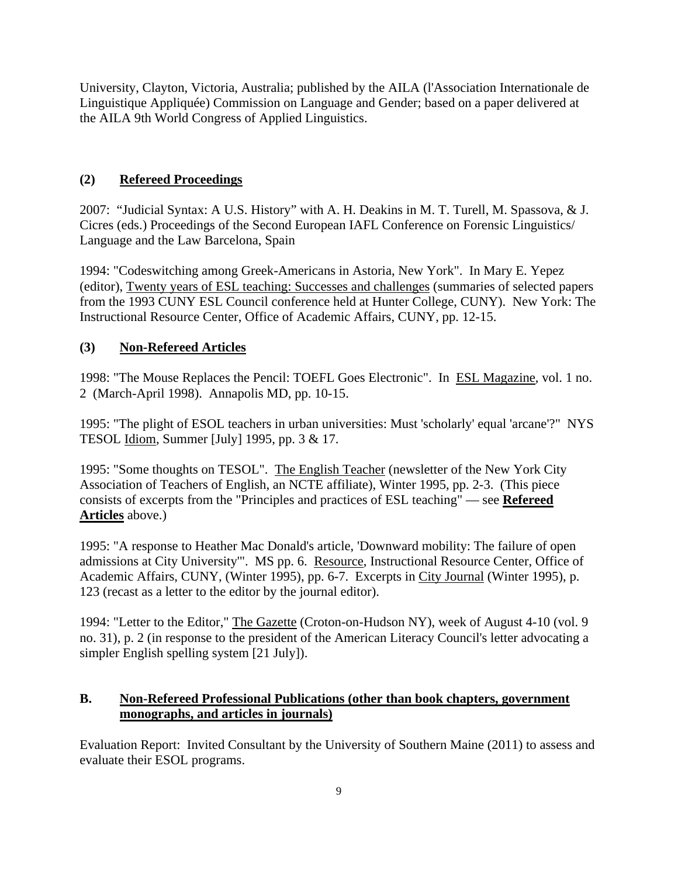University, Clayton, Victoria, Australia; published by the AILA (l'Association Internationale de Linguistique Appliquée) Commission on Language and Gender; based on a paper delivered at the AILA 9th World Congress of Applied Linguistics.

### (2) Refereed Proceedings

2007: "Judicial Syntax: A U.S. History" with A. H. Deakins in M. T. Turell, M. Spassova, & J. Cicres (eds.) Proceedings of the Second European IAFL Conference on Forensic Linguistics/ Language and the Law Barcelona, Spain

1994: "Codeswitching among Greek-Americans in Astoria, New York". In Mary E. Yepez (editor), Twenty years of ESL teaching: Successes and challenges (summaries of selected papers from the 1993 CUNY ESL Council conference held at Hunter College, CUNY). New York: The Instructional Resource Center, Office of Academic Affairs, CUNY, pp. 12-15.

### (3) Non-Refereed Articles

1998: "The Mouse Replaces the Pencil: TOEFL Goes Electronic". In ESL Magazine, vol. 1 no. 2 (March-April 1998). Annapolis MD, pp. 10-15.

1995: "The plight of ESOL teachers in urban universities: Must 'scholarly' equal 'arcane'?" NYS TESOL Idiom, Summer [July] 1995, pp. 3 & 17.

1995: "Some thoughts on TESOL". The English Teacher (newsletter of the New York City Association of Teachers of English, an NCTE affiliate), Winter 1995, pp. 2-3. (This piece consists of excerpts from the "Principles and practices of ESL teaching" — see **Refereed Articles** above.)

1995: "A response to Heather Mac Donald's article, 'Downward mobility: The failure of open admissions at City University'". MS pp. 6. Resource, Instructional Resource Center, Office of Academic Affairs, CUNY, (Winter 1995), pp. 6-7. Excerpts in City Journal (Winter 1995), p. 123 (recast as a letter to the editor by the journal editor).

1994: "Letter to the Editor," The Gazette (Croton-on-Hudson NY), week of August 4-10 (vol. 9 no. 31), p. 2 (in response to the president of the American Literacy Council's letter advocating a simpler English spelling system [21 July]).

## B. Non-Refereed Professional Publications (other than book chapters, government monographs, and articles in journals)

Evaluation Report: Invited Consultant by the University of Southern Maine (2011) to assess and evaluate their ESOL programs.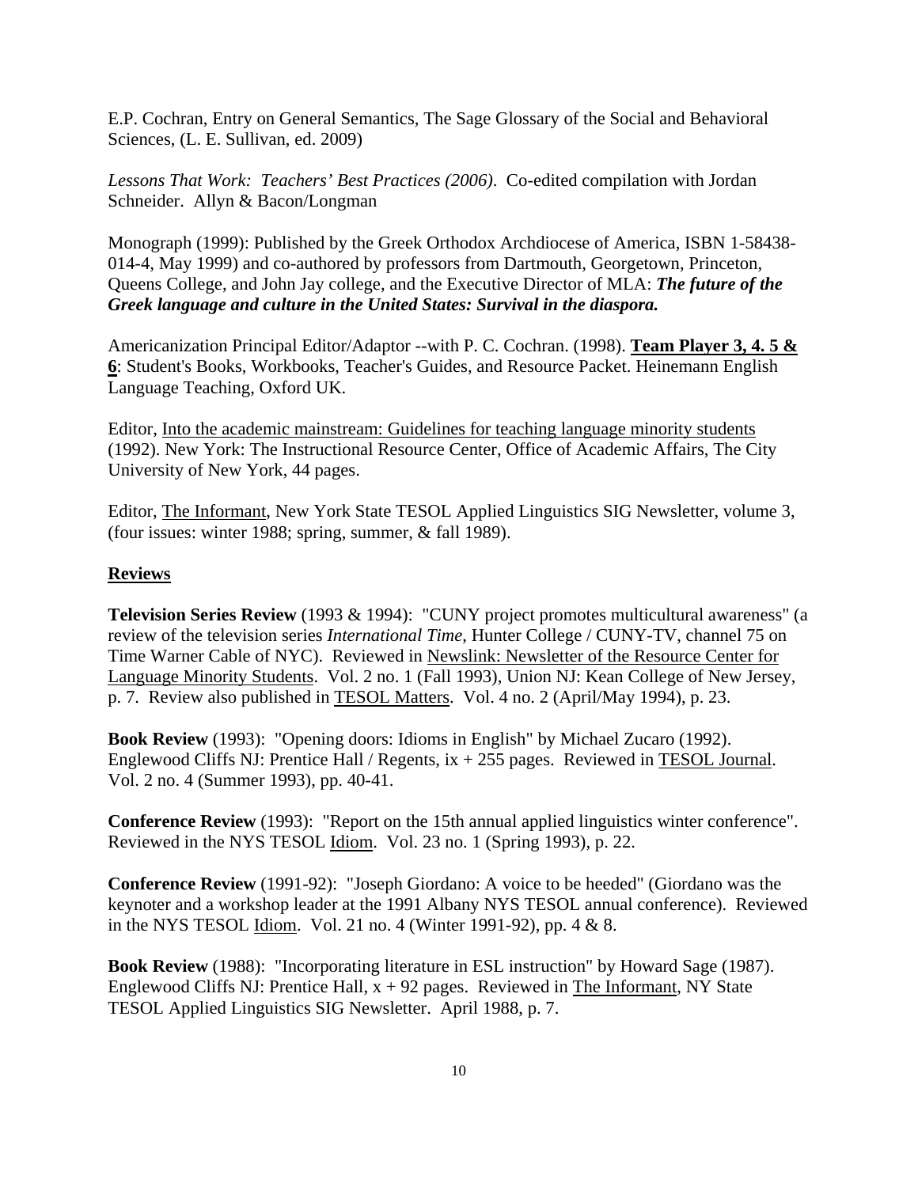E.P. Cochran, Entry on General Semantics, The Sage Glossary of the Social and Behavioral Sciences, (L. E. Sullivan, ed. 2009)

*Lessons That Work: Teachers' Best Practices (2006)*. Co-edited compilation with Jordan Schneider. Allyn & Bacon/Longman

Monograph (1999): Published by the Greek Orthodox Archdiocese of America, ISBN 1-58438-014-4, May 1999) and co-authored by professors from Dartmouth, Georgetown, Princeton, Queens College, and John Jay college, and the Executive Director of MLA: ***The future of the Greek language and culture in the United States: Survival in the diaspora.***

Americanization Principal Editor/Adaptor --with P. C. Cochran. (1998). **Team Player 3, 4. 5 & 6**: Student's Books, Workbooks, Teacher's Guides, and Resource Packet. Heinemann English Language Teaching, Oxford UK.

Editor, Into the academic mainstream: Guidelines for teaching language minority students (1992). New York: The Instructional Resource Center, Office of Academic Affairs, The City University of New York, 44 pages.

Editor, The Informant, New York State TESOL Applied Linguistics SIG Newsletter, volume 3, (four issues: winter 1988; spring, summer, & fall 1989).

## Reviews

**Television Series Review** (1993 & 1994): "CUNY project promotes multicultural awareness" (a review of the television series *International Time*, Hunter College / CUNY-TV, channel 75 on Time Warner Cable of NYC). Reviewed in Newslink: Newsletter of the Resource Center for Language Minority Students. Vol. 2 no. 1 (Fall 1993), Union NJ: Kean College of New Jersey, p. 7. Review also published in TESOL Matters. Vol. 4 no. 2 (April/May 1994), p. 23.

**Book Review** (1993): "Opening doors: Idioms in English" by Michael Zucaro (1992). Englewood Cliffs NJ: Prentice Hall / Regents, ix + 255 pages. Reviewed in TESOL Journal. Vol. 2 no. 4 (Summer 1993), pp. 40-41.

**Conference Review** (1993): "Report on the 15th annual applied linguistics winter conference". Reviewed in the NYS TESOL Idiom. Vol. 23 no. 1 (Spring 1993), p. 22.

**Conference Review** (1991-92): "Joseph Giordano: A voice to be heeded" (Giordano was the keynoter and a workshop leader at the 1991 Albany NYS TESOL annual conference). Reviewed in the NYS TESOL Idiom. Vol. 21 no. 4 (Winter 1991-92), pp. 4 & 8.

**Book Review** (1988): "Incorporating literature in ESL instruction" by Howard Sage (1987). Englewood Cliffs NJ: Prentice Hall, x + 92 pages. Reviewed in The Informant, NY State TESOL Applied Linguistics SIG Newsletter. April 1988, p. 7.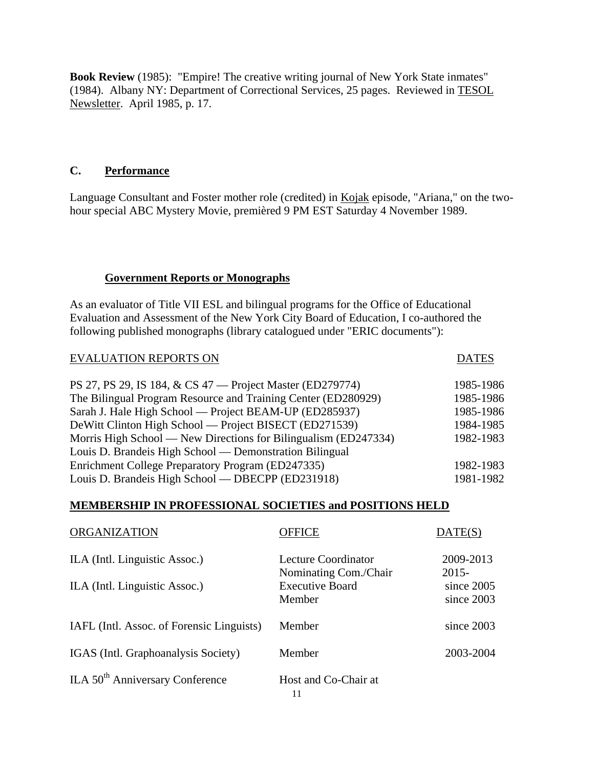**Book Review** (1985): "Empire! The creative writing journal of New York State inmates" (1984). Albany NY: Department of Correctional Services, 25 pages. Reviewed in TESOL Newsletter. April 1985, p. 17.

## C. Performance

Language Consultant and Foster mother role (credited) in Kojak episode, "Ariana," on the two-hour special ABC Mystery Movie, premièred 9 PM EST Saturday 4 November 1989.

### Government Reports or Monographs

As an evaluator of Title VII ESL and bilingual programs for the Office of Educational Evaluation and Assessment of the New York City Board of Education, I co-authored the following published monographs (library catalogued under "ERIC documents"):

| EVALUATION REPORTS ON | DATES |
|---|---|
| PS 27, PS 29, IS 184, & CS 47 — Project Master (ED279774) | 1985-1986 |
| The Bilingual Program Resource and Training Center (ED280929) | 1985-1986 |
| Sarah J. Hale High School — Project BEAM-UP (ED285937) | 1985-1986 |
| DeWitt Clinton High School — Project BISECT (ED271539) | 1984-1985 |
| Morris High School — New Directions for Bilingualism (ED247334) | 1982-1983 |
| Louis D. Brandeis High School — Demonstration Bilingual Enrichment College Preparatory Program (ED247335) | 1982-1983 |
| Louis D. Brandeis High School — DBECPP (ED231918) | 1981-1982 |

## MEMBERSHIP IN PROFESSIONAL SOCIETIES and POSITIONS HELD

| ORGANIZATION | OFFICE | DATE(S) |
|---|---|---|
| ILA (Intl. Linguistic Assoc.) | Lecture Coordinator | 2009-2013 |
| | Nominating Com./Chair | 2015- |
| ILA (Intl. Linguistic Assoc.) | Executive Board | since 2005 |
| | Member | since 2003 |
| IAFL (Intl. Assoc. of Forensic Linguists) | Member | since 2003 |
| IGAS (Intl. Graphoanalysis Society) | Member | 2003-2004 |
| ILA 50th Anniversary Conference | Host and Co-Chair at | |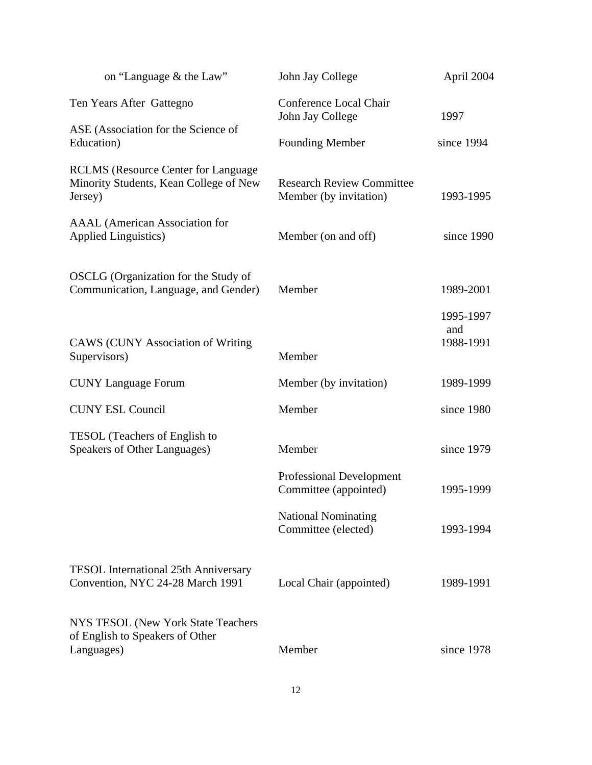| | | |
|---|---|---|
| on "Language & the Law" | John Jay College | April 2004 |
| Ten Years After Gattegno | Conference Local Chair John Jay College | 1997 |
| ASE (Association for the Science of Education) | Founding Member | since 1994 |
| RCLMS (Resource Center for Language Minority Students, Kean College of New Jersey) | Research Review Committee Member (by invitation) | 1993-1995 |
| AAAL (American Association for Applied Linguistics) | Member (on and off) | since 1990 |
| OSCLG (Organization for the Study of Communication, Language, and Gender) | Member | 1989-2001 |
| CAWS (CUNY Association of Writing Supervisors) | Member | 1995-1997 and 1988-1991 |
| CUNY Language Forum | Member (by invitation) | 1989-1999 |
| CUNY ESL Council | Member | since 1980 |
| TESOL (Teachers of English to Speakers of Other Languages) | Member | since 1979 |
| | Professional Development Committee (appointed) | 1995-1999 |
| | National Nominating Committee (elected) | 1993-1994 |
| TESOL International 25th Anniversary Convention, NYC 24-28 March 1991 | Local Chair (appointed) | 1989-1991 |
| NYS TESOL (New York State Teachers of English to Speakers of Other Languages) | Member | since 1978 |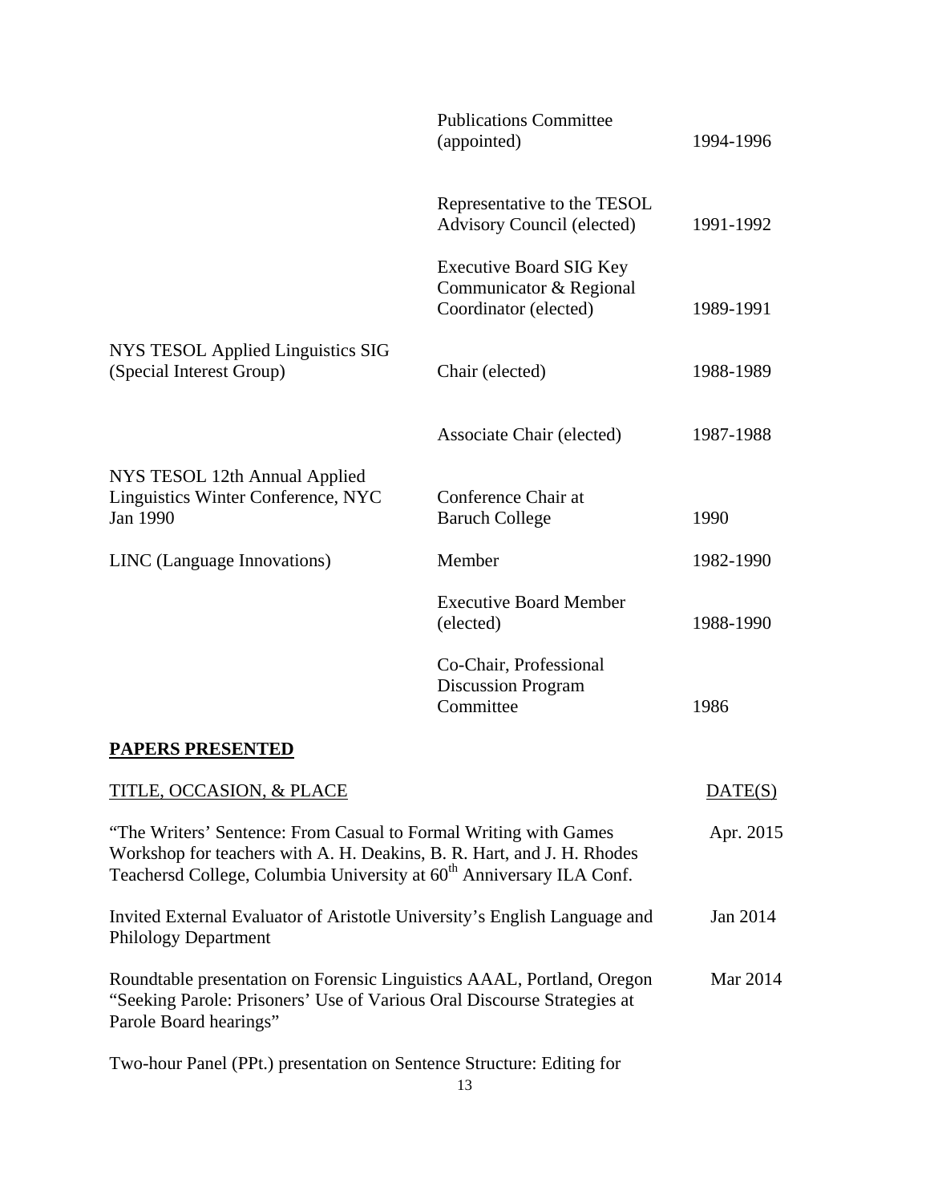| | | |
|---|---|---|
| | Publications Committee (appointed) | 1994-1996 |
| | Representative to the TESOL Advisory Council (elected) | 1991-1992 |
| | Executive Board SIG Key Communicator & Regional Coordinator (elected) | 1989-1991 |
| NYS TESOL Applied Linguistics SIG (Special Interest Group) | Chair (elected) | 1988-1989 |
| | Associate Chair (elected) | 1987-1988 |
| NYS TESOL 12th Annual Applied Linguistics Winter Conference, NYC Jan 1990 | Conference Chair at Baruch College | 1990 |
| LINC (Language Innovations) | Member | 1982-1990 |
| | Executive Board Member (elected) | 1988-1990 |
| | Co-Chair, Professional Discussion Program Committee | 1986 |

## PAPERS PRESENTED

| TITLE, OCCASION, & PLACE | DATE(S) |
|---|---|
| "The Writers' Sentence: From Casual to Formal Writing with Games Workshop for teachers with A. H. Deakins, B. R. Hart, and J. H. Rhodes Teachersd College, Columbia University at 60th Anniversary ILA Conf. | Apr. 2015 |
| Invited External Evaluator of Aristotle University's English Language and Philology Department | Jan 2014 |
| Roundtable presentation on Forensic Linguistics AAAL, Portland, Oregon "Seeking Parole: Prisoners' Use of Various Oral Discourse Strategies at Parole Board hearings" | Mar 2014 |
| Two-hour Panel (PPt.) presentation on Sentence Structure: Editing for | |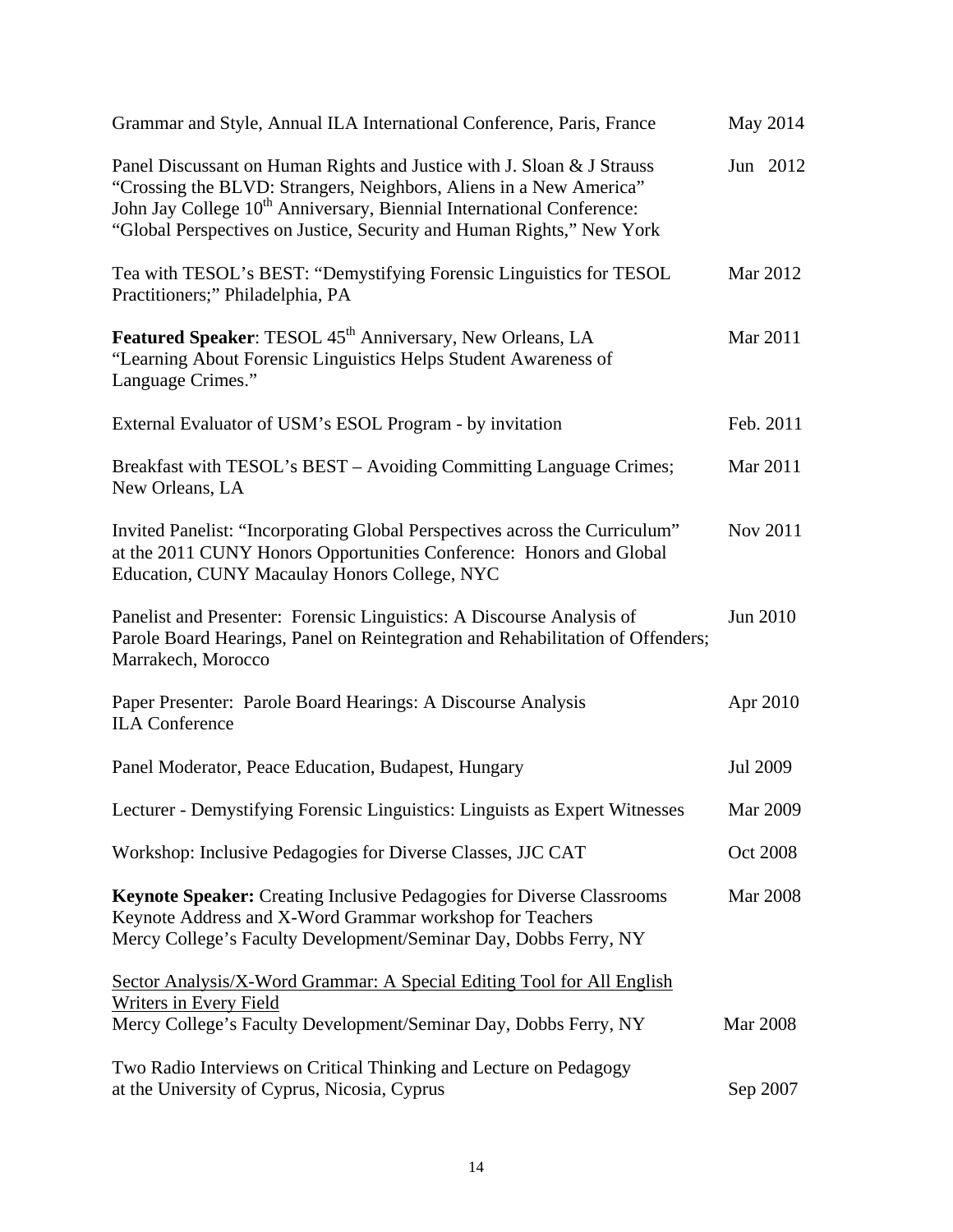Grammar and Style, Annual ILA International Conference, Paris, France — May 2014

Panel Discussant on Human Rights and Justice with J. Sloan & J Strauss "Crossing the BLVD: Strangers, Neighbors, Aliens in a New America" John Jay College 10th Anniversary, Biennial International Conference: "Global Perspectives on Justice, Security and Human Rights," New York — Jun 2012

Tea with TESOL's BEST: "Demystifying Forensic Linguistics for TESOL Practitioners;" Philadelphia, PA — Mar 2012

**Featured Speaker**: TESOL 45th Anniversary, New Orleans, LA "Learning About Forensic Linguistics Helps Student Awareness of Language Crimes." — Mar 2011

External Evaluator of USM's ESOL Program - by invitation — Feb. 2011

Breakfast with TESOL's BEST – Avoiding Committing Language Crimes; New Orleans, LA — Mar 2011

Invited Panelist: "Incorporating Global Perspectives across the Curriculum" at the 2011 CUNY Honors Opportunities Conference: Honors and Global Education, CUNY Macaulay Honors College, NYC — Nov 2011

Panelist and Presenter: Forensic Linguistics: A Discourse Analysis of Parole Board Hearings, Panel on Reintegration and Rehabilitation of Offenders; Marrakech, Morocco — Jun 2010

Paper Presenter: Parole Board Hearings: A Discourse Analysis ILA Conference — Apr 2010

Panel Moderator, Peace Education, Budapest, Hungary — Jul 2009

Lecturer - Demystifying Forensic Linguistics: Linguists as Expert Witnesses — Mar 2009

Workshop: Inclusive Pedagogies for Diverse Classes, JJC CAT — Oct 2008

**Keynote Speaker:** Creating Inclusive Pedagogies for Diverse Classrooms Keynote Address and X-Word Grammar workshop for Teachers Mercy College's Faculty Development/Seminar Day, Dobbs Ferry, NY — Mar 2008

<u>Sector Analysis/X-Word Grammar: A Special Editing Tool for All English Writers in Every Field</u>
Mercy College's Faculty Development/Seminar Day, Dobbs Ferry, NY — Mar 2008

Two Radio Interviews on Critical Thinking and Lecture on Pedagogy at the University of Cyprus, Nicosia, Cyprus — Sep 2007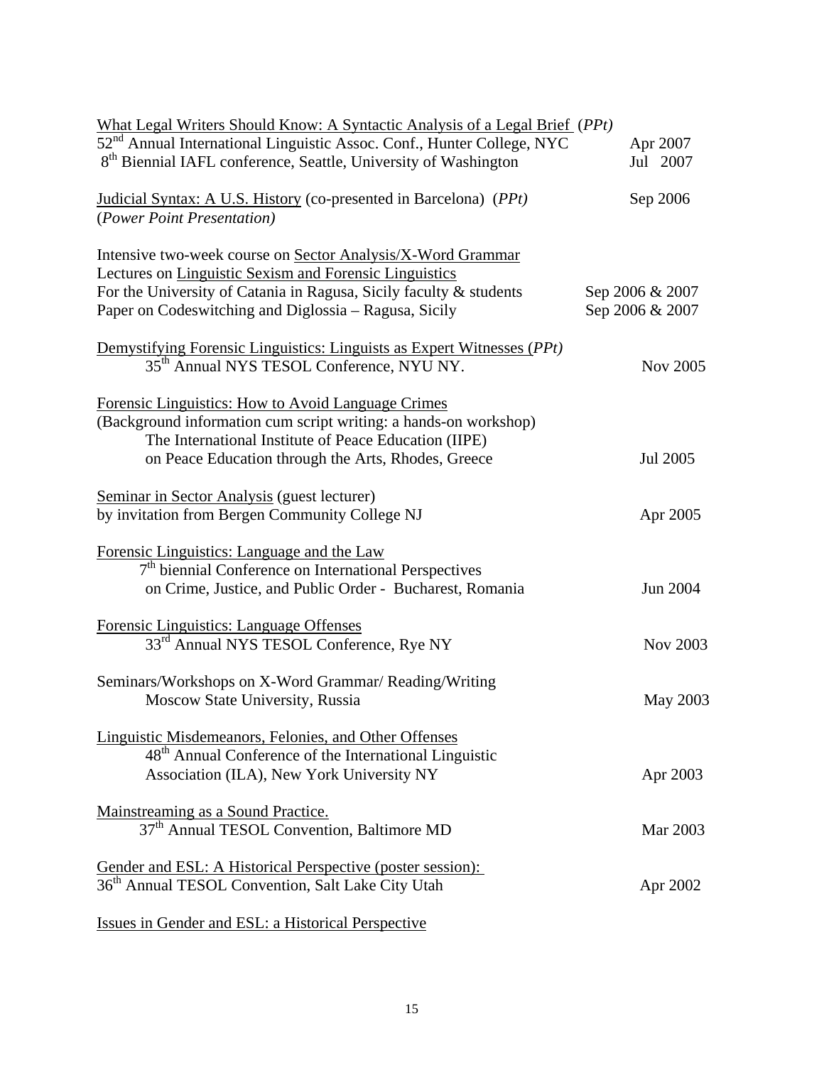What Legal Writers Should Know: A Syntactic Analysis of a Legal Brief (*PPt)*
52nd Annual International Linguistic Assoc. Conf., Hunter College, NYC — Apr 2007
8th Biennial IAFL conference, Seattle, University of Washington — Jul 2007

Judicial Syntax: A U.S. History (co-presented in Barcelona) (*PPt)* — Sep 2006
(*Power Point Presentation)*

Intensive two-week course on Sector Analysis/X-Word Grammar
Lectures on Linguistic Sexism and Forensic Linguistics
For the University of Catania in Ragusa, Sicily faculty & students — Sep 2006 & 2007
Paper on Codeswitching and Diglossia – Ragusa, Sicily — Sep 2006 & 2007

Demystifying Forensic Linguistics: Linguists as Expert Witnesses (*PPt)*
35th Annual NYS TESOL Conference, NYU NY. — Nov 2005

Forensic Linguistics: How to Avoid Language Crimes
(Background information cum script writing: a hands-on workshop)
The International Institute of Peace Education (IIPE)
on Peace Education through the Arts, Rhodes, Greece — Jul 2005

Seminar in Sector Analysis (guest lecturer)
by invitation from Bergen Community College NJ — Apr 2005

Forensic Linguistics: Language and the Law
7th biennial Conference on International Perspectives
on Crime, Justice, and Public Order - Bucharest, Romania — Jun 2004

Forensic Linguistics: Language Offenses
33rd Annual NYS TESOL Conference, Rye NY — Nov 2003

Seminars/Workshops on X-Word Grammar/ Reading/Writing
Moscow State University, Russia — May 2003

Linguistic Misdemeanors, Felonies, and Other Offenses
48th Annual Conference of the International Linguistic
Association (ILA), New York University NY — Apr 2003

Mainstreaming as a Sound Practice.
37th Annual TESOL Convention, Baltimore MD — Mar 2003

Gender and ESL: A Historical Perspective (poster session):
36th Annual TESOL Convention, Salt Lake City Utah — Apr 2002

Issues in Gender and ESL: a Historical Perspective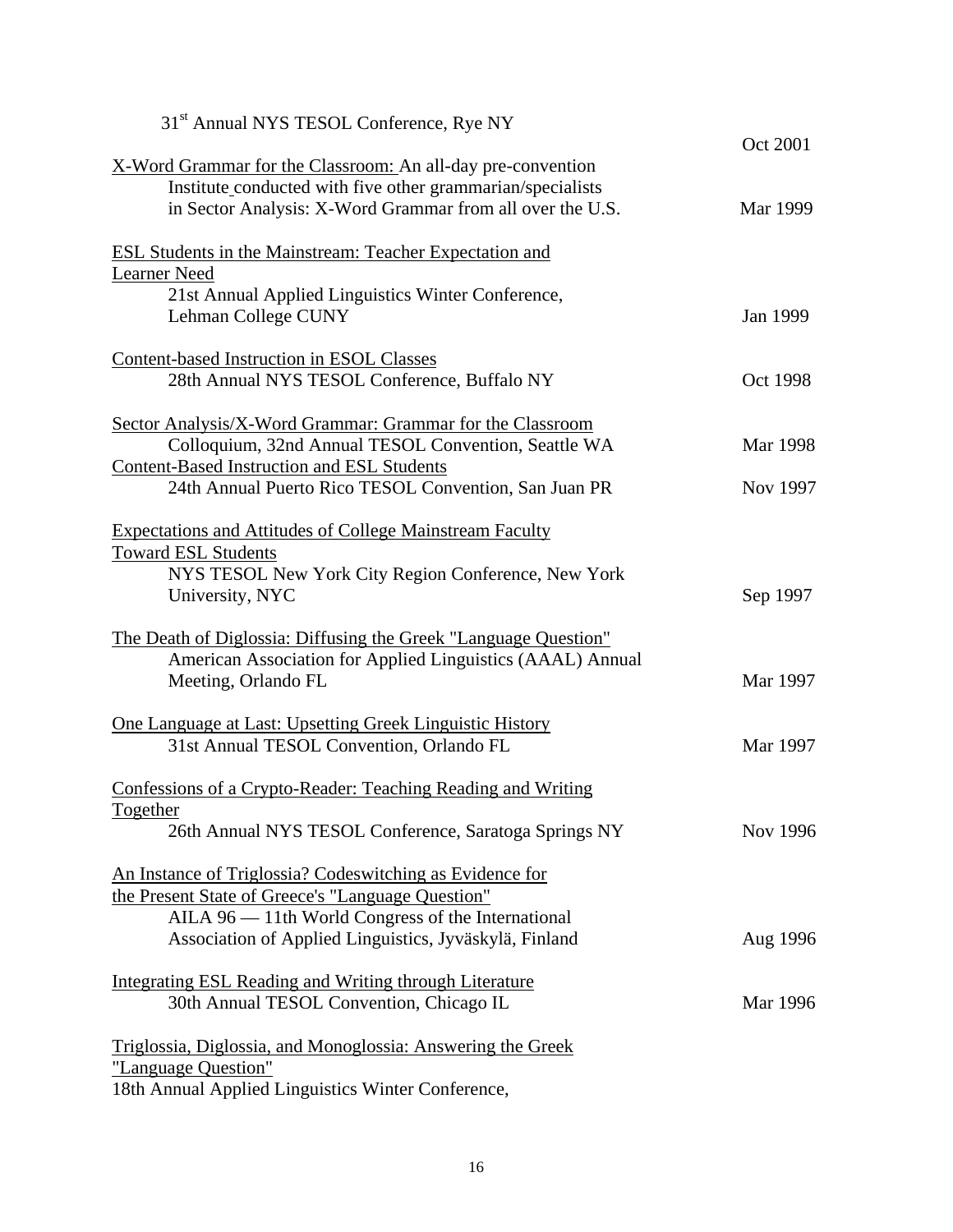31st Annual NYS TESOL Conference, Rye NY — Oct 2001

X-Word Grammar for the Classroom: An all-day pre-convention Institute conducted with five other grammarian/specialists in Sector Analysis: X-Word Grammar from all over the U.S. — Mar 1999

ESL Students in the Mainstream: Teacher Expectation and Learner Need
21st Annual Applied Linguistics Winter Conference, Lehman College CUNY — Jan 1999

Content-based Instruction in ESOL Classes
28th Annual NYS TESOL Conference, Buffalo NY — Oct 1998

Sector Analysis/X-Word Grammar: Grammar for the Classroom
Colloquium, 32nd Annual TESOL Convention, Seattle WA — Mar 1998

Content-Based Instruction and ESL Students
24th Annual Puerto Rico TESOL Convention, San Juan PR — Nov 1997

Expectations and Attitudes of College Mainstream Faculty Toward ESL Students
NYS TESOL New York City Region Conference, New York University, NYC — Sep 1997

The Death of Diglossia: Diffusing the Greek "Language Question"
American Association for Applied Linguistics (AAAL) Annual Meeting, Orlando FL — Mar 1997

One Language at Last: Upsetting Greek Linguistic History
31st Annual TESOL Convention, Orlando FL — Mar 1997

Confessions of a Crypto-Reader: Teaching Reading and Writing Together
26th Annual NYS TESOL Conference, Saratoga Springs NY — Nov 1996

An Instance of Triglossia? Codeswitching as Evidence for the Present State of Greece's "Language Question"
AILA 96 — 11th World Congress of the International Association of Applied Linguistics, Jyväskylä, Finland — Aug 1996

Integrating ESL Reading and Writing through Literature
30th Annual TESOL Convention, Chicago IL — Mar 1996

Triglossia, Diglossia, and Monoglossia: Answering the Greek "Language Question"
18th Annual Applied Linguistics Winter Conference,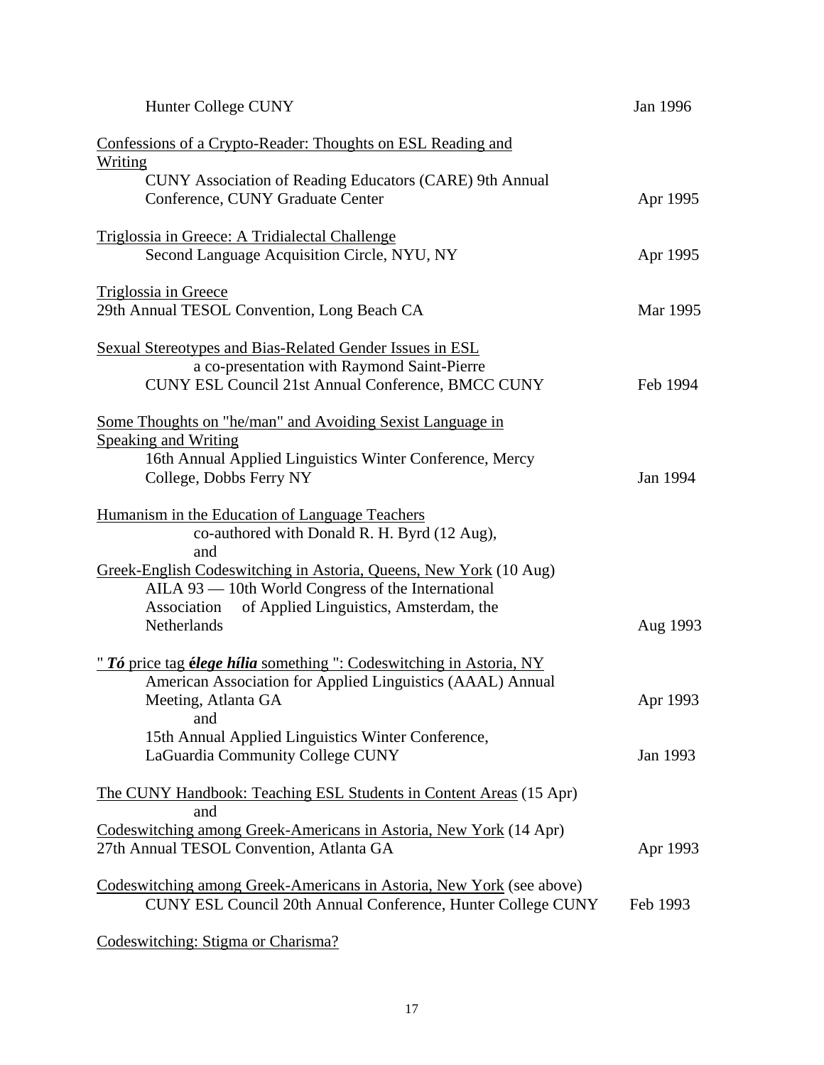Hunter College CUNY — Jan 1996

<u>Confessions of a Crypto-Reader: Thoughts on ESL Reading and Writing</u>
CUNY Association of Reading Educators (CARE) 9th Annual Conference, CUNY Graduate Center — Apr 1995

<u>Triglossia in Greece: A Tridialectal Challenge</u>
Second Language Acquisition Circle, NYU, NY — Apr 1995

<u>Triglossia in Greece</u>
29th Annual TESOL Convention, Long Beach CA — Mar 1995

<u>Sexual Stereotypes and Bias-Related Gender Issues in ESL</u>
a co-presentation with Raymond Saint-Pierre
CUNY ESL Council 21st Annual Conference, BMCC CUNY — Feb 1994

<u>Some Thoughts on "he/man" and Avoiding Sexist Language in Speaking and Writing</u>
16th Annual Applied Linguistics Winter Conference, Mercy College, Dobbs Ferry NY — Jan 1994

<u>Humanism in the Education of Language Teachers</u>
co-authored with Donald R. H. Byrd (12 Aug),
and
<u>Greek-English Codeswitching in Astoria, Queens, New York</u> (10 Aug)
AILA 93 — 10th World Congress of the International Association of Applied Linguistics, Amsterdam, the Netherlands — Aug 1993

<u>" ***Tó*** price tag ***élege hília*** something ": Codeswitching in Astoria, NY</u>
American Association for Applied Linguistics (AAAL) Annual Meeting, Atlanta GA — Apr 1993
and
15th Annual Applied Linguistics Winter Conference, LaGuardia Community College CUNY — Jan 1993

<u>The CUNY Handbook: Teaching ESL Students in Content Areas</u> (15 Apr)
and
<u>Codeswitching among Greek-Americans in Astoria, New York</u> (14 Apr)
27th Annual TESOL Convention, Atlanta GA — Apr 1993

<u>Codeswitching among Greek-Americans in Astoria, New York</u> (see above)
CUNY ESL Council 20th Annual Conference, Hunter College CUNY — Feb 1993

<u>Codeswitching: Stigma or Charisma?</u>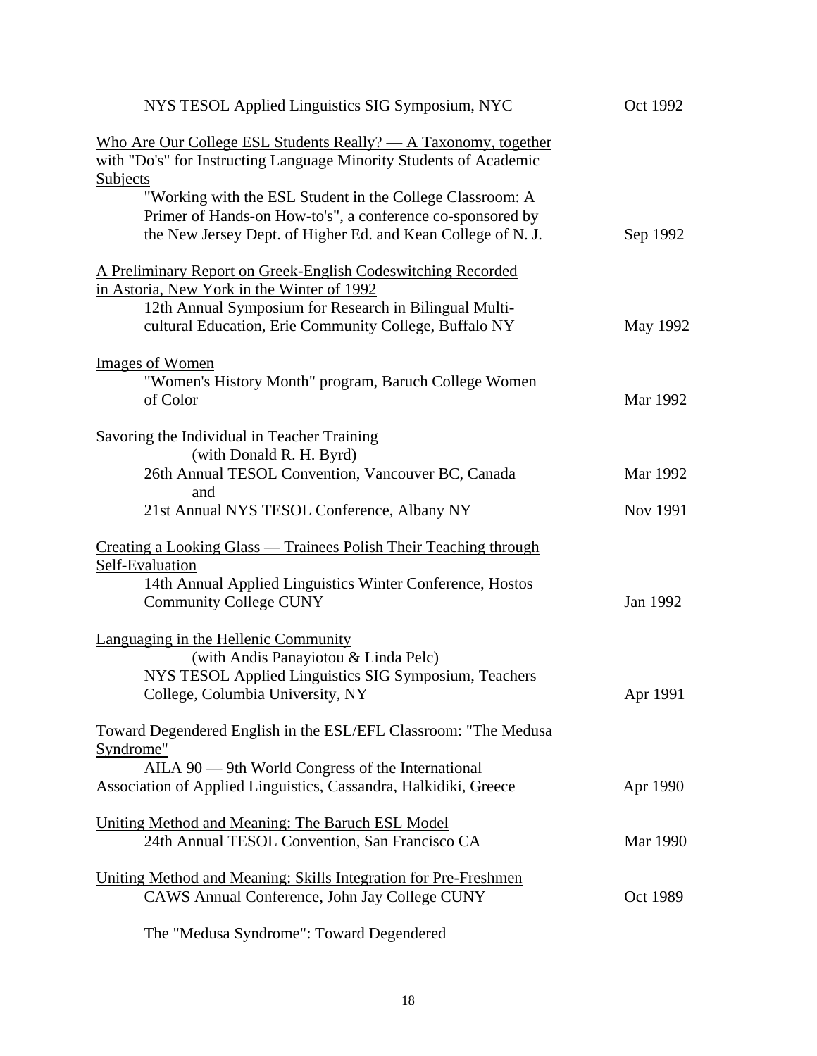NYS TESOL Applied Linguistics SIG Symposium, NYC — Oct 1992

Who Are Our College ESL Students Really? — A Taxonomy, together with "Do's" for Instructing Language Minority Students of Academic Subjects

"Working with the ESL Student in the College Classroom: A Primer of Hands-on How-to's", a conference co-sponsored by the New Jersey Dept. of Higher Ed. and Kean College of N. J. — Sep 1992

A Preliminary Report on Greek-English Codeswitching Recorded in Astoria, New York in the Winter of 1992

12th Annual Symposium for Research in Bilingual Multi-cultural Education, Erie Community College, Buffalo NY — May 1992

Images of Women

"Women's History Month" program, Baruch College Women of Color — Mar 1992

Savoring the Individual in Teacher Training
(with Donald R. H. Byrd)

26th Annual TESOL Convention, Vancouver BC, Canada — Mar 1992
and
21st Annual NYS TESOL Conference, Albany NY — Nov 1991

Creating a Looking Glass — Trainees Polish Their Teaching through Self-Evaluation

14th Annual Applied Linguistics Winter Conference, Hostos Community College CUNY — Jan 1992

Languaging in the Hellenic Community
(with Andis Panayiotou & Linda Pelc)

NYS TESOL Applied Linguistics SIG Symposium, Teachers College, Columbia University, NY — Apr 1991

Toward Degendered English in the ESL/EFL Classroom: "The Medusa Syndrome"

AILA 90 — 9th World Congress of the International Association of Applied Linguistics, Cassandra, Halkidiki, Greece — Apr 1990

Uniting Method and Meaning: The Baruch ESL Model

24th Annual TESOL Convention, San Francisco CA — Mar 1990

Uniting Method and Meaning: Skills Integration for Pre-Freshmen

CAWS Annual Conference, John Jay College CUNY — Oct 1989

The "Medusa Syndrome": Toward Degendered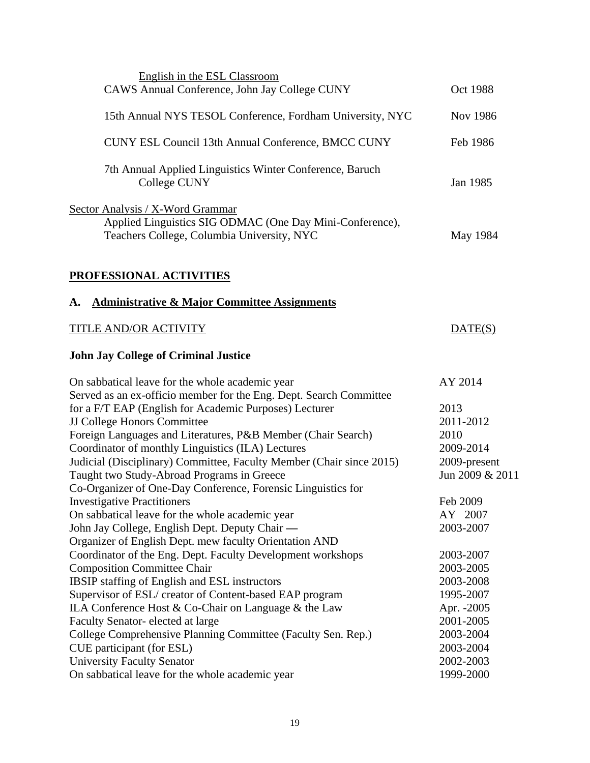<u>English in the ESL Classroom</u>

| | |
|---|---|
| CAWS Annual Conference, John Jay College CUNY | Oct 1988 |
| 15th Annual NYS TESOL Conference, Fordham University, NYC | Nov 1986 |
| CUNY ESL Council 13th Annual Conference, BMCC CUNY | Feb 1986 |
| 7th Annual Applied Linguistics Winter Conference, Baruch College CUNY | Jan 1985 |

<u>Sector Analysis / X-Word Grammar</u>

| | |
|---|---|
| Applied Linguistics SIG ODMAC (One Day Mini-Conference), Teachers College, Columbia University, NYC | May 1984 |

## PROFESSIONAL ACTIVITIES

### A. Administrative & Major Committee Assignments

| TITLE AND/OR ACTIVITY | DATE(S) |
|---|---|
| **John Jay College of Criminal Justice** | |
| On sabbatical leave for the whole academic year | AY 2014 |
| Served as an ex-officio member for the Eng. Dept. Search Committee for a F/T EAP (English for Academic Purposes) Lecturer | 2013 |
| JJ College Honors Committee | 2011-2012 |
| Foreign Languages and Literatures, P&B Member (Chair Search) | 2010 |
| Coordinator of monthly Linguistics (ILA) Lectures | 2009-2014 |
| Judicial (Disciplinary) Committee, Faculty Member (Chair since 2015) | 2009-present |
| Taught two Study-Abroad Programs in Greece | Jun 2009 & 2011 |
| Co-Organizer of One-Day Conference, Forensic Linguistics for Investigative Practitioners | Feb 2009 |
| On sabbatical leave for the whole academic year | AY 2007 |
| John Jay College, English Dept. Deputy Chair — | 2003-2007 |
| Organizer of English Dept. mew faculty Orientation AND Coordinator of the Eng. Dept. Faculty Development workshops | 2003-2007 |
| Composition Committee Chair | 2003-2005 |
| IBSIP staffing of English and ESL instructors | 2003-2008 |
| Supervisor of ESL/ creator of Content-based EAP program | 1995-2007 |
| ILA Conference Host & Co-Chair on Language & the Law | Apr. -2005 |
| Faculty Senator- elected at large | 2001-2005 |
| College Comprehensive Planning Committee (Faculty Sen. Rep.) | 2003-2004 |
| CUE participant (for ESL) | 2003-2004 |
| University Faculty Senator | 2002-2003 |
| On sabbatical leave for the whole academic year | 1999-2000 |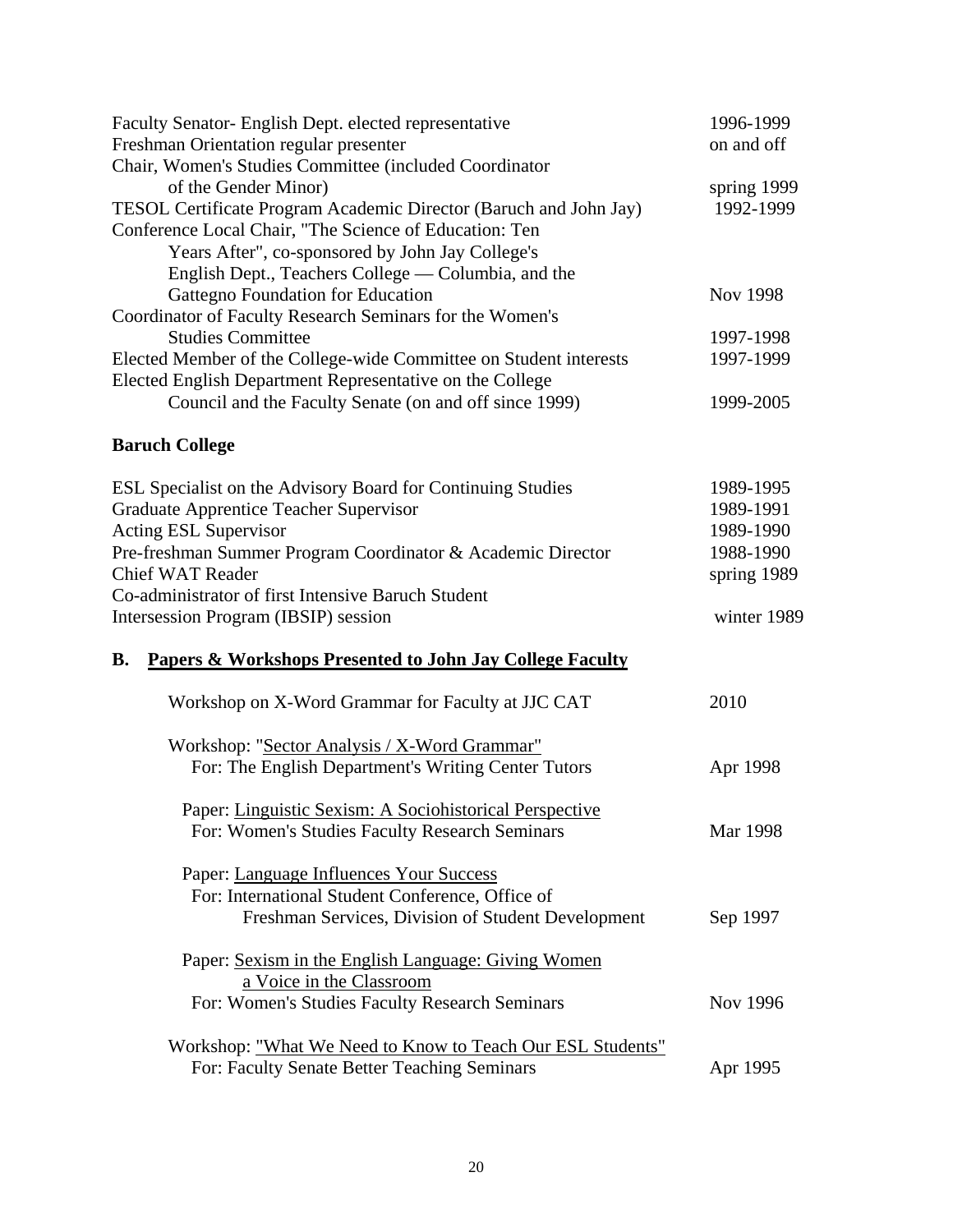| | |
|---|---|
| Faculty Senator- English Dept. elected representative | 1996-1999 |
| Freshman Orientation regular presenter | on and off |
| Chair, Women's Studies Committee (included Coordinator of the Gender Minor) | spring 1999 |
| TESOL Certificate Program Academic Director (Baruch and John Jay) | 1992-1999 |
| Conference Local Chair, "The Science of Education: Ten Years After", co-sponsored by John Jay College's English Dept., Teachers College — Columbia, and the Gattegno Foundation for Education | Nov 1998 |
| Coordinator of Faculty Research Seminars for the Women's Studies Committee | 1997-1998 |
| Elected Member of the College-wide Committee on Student interests | 1997-1999 |
| Elected English Department Representative on the College Council and the Faculty Senate (on and off since 1999) | 1999-2005 |

**Baruch College**

| | |
|---|---|
| ESL Specialist on the Advisory Board for Continuing Studies | 1989-1995 |
| Graduate Apprentice Teacher Supervisor | 1989-1991 |
| Acting ESL Supervisor | 1989-1990 |
| Pre-freshman Summer Program Coordinator & Academic Director | 1988-1990 |
| Chief WAT Reader | spring 1989 |
| Co-administrator of first Intensive Baruch Student Intersession Program (IBSIP) session | winter 1989 |

## B. Papers & Workshops Presented to John Jay College Faculty

| | |
|---|---|
| Workshop on X-Word Grammar for Faculty at JJC CAT | 2010 |
| Workshop: "Sector Analysis / X-Word Grammar"<br>For: The English Department's Writing Center Tutors | Apr 1998 |
| Paper: Linguistic Sexism: A Sociohistorical Perspective<br>For: Women's Studies Faculty Research Seminars | Mar 1998 |
| Paper: Language Influences Your Success<br>For: International Student Conference, Office of Freshman Services, Division of Student Development | Sep 1997 |
| Paper: Sexism in the English Language: Giving Women a Voice in the Classroom<br>For: Women's Studies Faculty Research Seminars | Nov 1996 |
| Workshop: "What We Need to Know to Teach Our ESL Students"<br>For: Faculty Senate Better Teaching Seminars | Apr 1995 |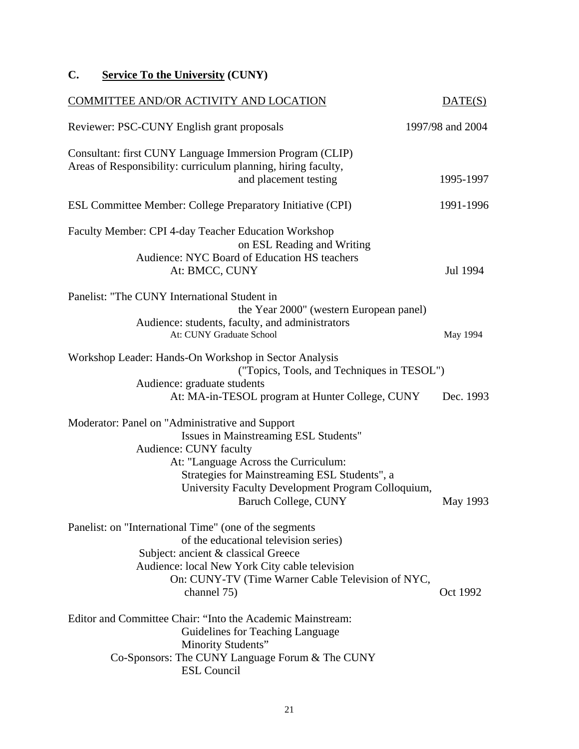## C. Service To the University (CUNY)

| COMMITTEE AND/OR ACTIVITY AND LOCATION | DATE(S) |
|---|---|
| Reviewer: PSC-CUNY English grant proposals | 1997/98 and 2004 |
| Consultant: first CUNY Language Immersion Program (CLIP)<br>Areas of Responsibility: curriculum planning, hiring faculty, and placement testing | 1995-1997 |
| ESL Committee Member: College Preparatory Initiative (CPI) | 1991-1996 |
| Faculty Member: CPI 4-day Teacher Education Workshop on ESL Reading and Writing<br>Audience: NYC Board of Education HS teachers<br>At: BMCC, CUNY | Jul 1994 |
| Panelist: "The CUNY International Student in the Year 2000" (western European panel)<br>Audience: students, faculty, and administrators<br>At: CUNY Graduate School | May 1994 |
| Workshop Leader: Hands-On Workshop in Sector Analysis ("Topics, Tools, and Techniques in TESOL")<br>Audience: graduate students<br>At: MA-in-TESOL program at Hunter College, CUNY | Dec. 1993 |
| Moderator: Panel on "Administrative and Support Issues in Mainstreaming ESL Students"<br>Audience: CUNY faculty<br>At: "Language Across the Curriculum: Strategies for Mainstreaming ESL Students", a University Faculty Development Program Colloquium, Baruch College, CUNY | May 1993 |
| Panelist: on "International Time" (one of the segments of the educational television series)<br>Subject: ancient & classical Greece<br>Audience: local New York City cable television<br>On: CUNY-TV (Time Warner Cable Television of NYC, channel 75) | Oct 1992 |
| Editor and Committee Chair: "Into the Academic Mainstream: Guidelines for Teaching Language Minority Students"<br>Co-Sponsors: The CUNY Language Forum & The CUNY ESL Council | |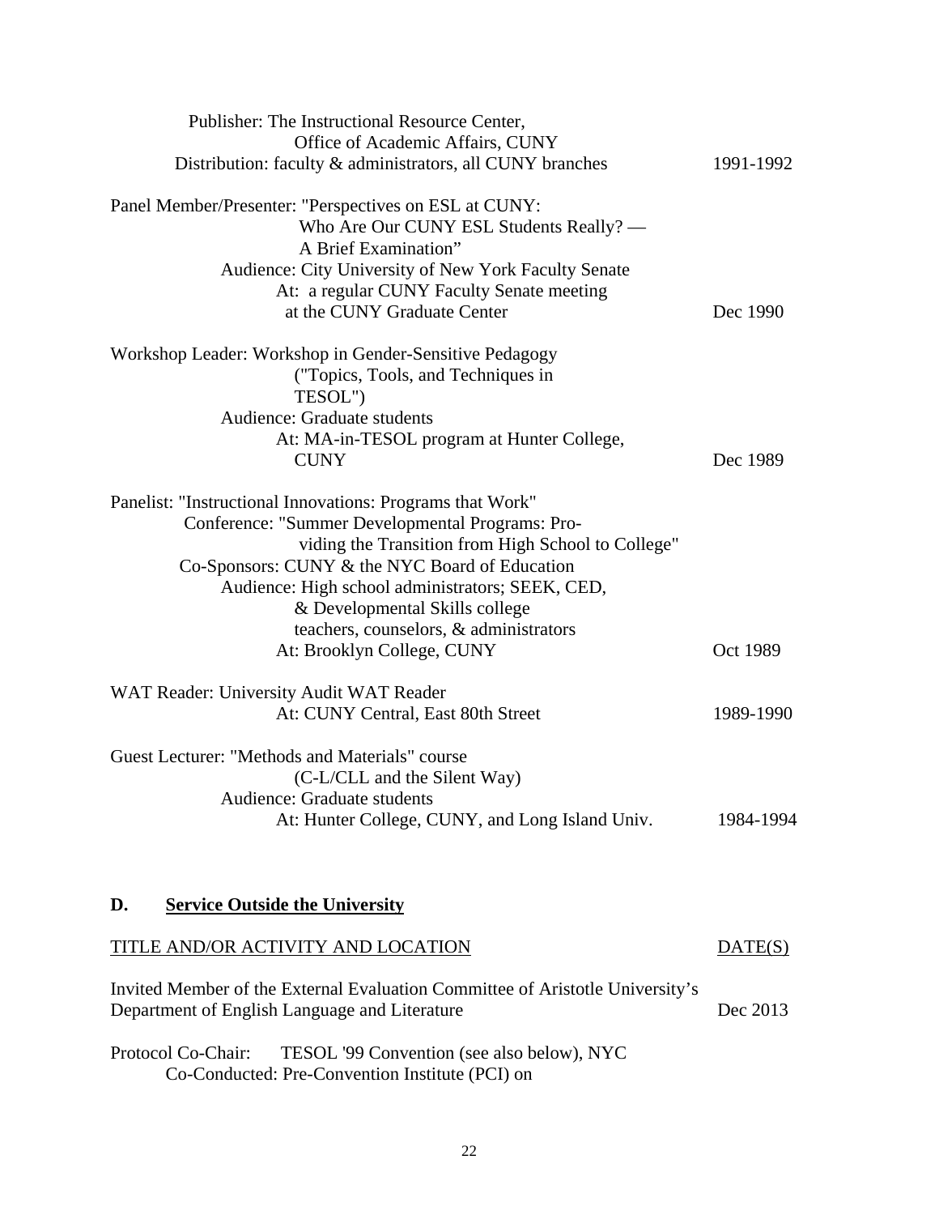Publisher: The Instructional Resource Center,
Office of Academic Affairs, CUNY
Distribution: faculty & administrators, all CUNY branches — 1991-1992

Panel Member/Presenter: "Perspectives on ESL at CUNY:
Who Are Our CUNY ESL Students Really? —
A Brief Examination"
Audience: City University of New York Faculty Senate
At: a regular CUNY Faculty Senate meeting
at the CUNY Graduate Center — Dec 1990

Workshop Leader: Workshop in Gender-Sensitive Pedagogy
("Topics, Tools, and Techniques in
TESOL")
Audience: Graduate students
At: MA-in-TESOL program at Hunter College,
CUNY — Dec 1989

Panelist: "Instructional Innovations: Programs that Work"
Conference: "Summer Developmental Programs: Providing the Transition from High School to College"
Co-Sponsors: CUNY & the NYC Board of Education
Audience: High school administrators; SEEK, CED,
& Developmental Skills college
teachers, counselors, & administrators
At: Brooklyn College, CUNY — Oct 1989

WAT Reader: University Audit WAT Reader
At: CUNY Central, East 80th Street — 1989-1990

Guest Lecturer: "Methods and Materials" course
(C-L/CLL and the Silent Way)
Audience: Graduate students
At: Hunter College, CUNY, and Long Island Univ. — 1984-1994

## D. Service Outside the University

| TITLE AND/OR ACTIVITY AND LOCATION | DATE(S) |
|---|---|
| Invited Member of the External Evaluation Committee of Aristotle University's Department of English Language and Literature | Dec 2013 |

Protocol Co-Chair: TESOL '99 Convention (see also below), NYC
Co-Conducted: Pre-Convention Institute (PCI) on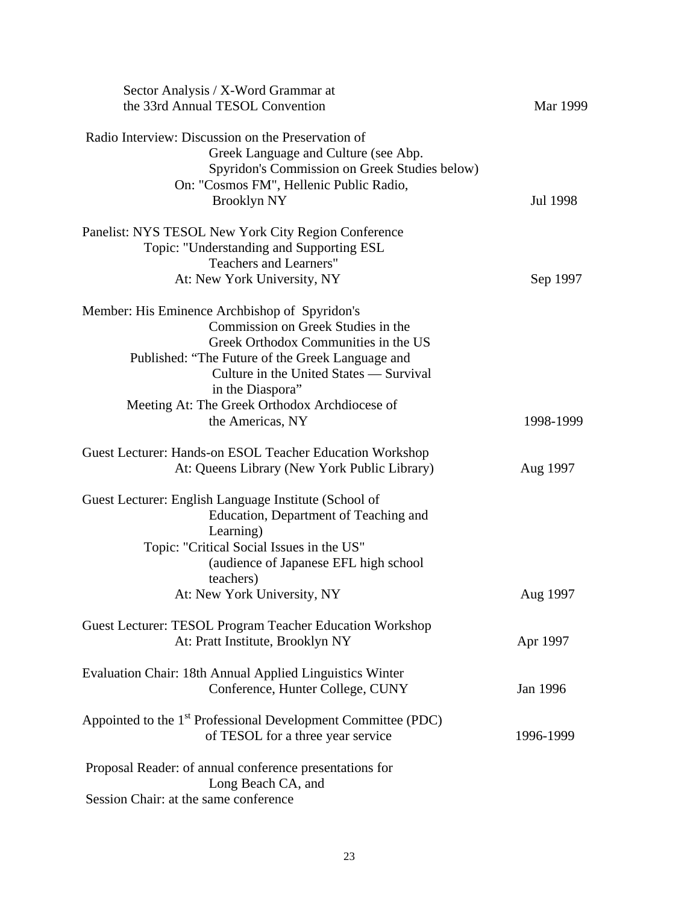Sector Analysis / X-Word Grammar at
the 33rd Annual TESOL Convention — Mar 1999

Radio Interview: Discussion on the Preservation of
Greek Language and Culture (see Abp.
Spyridon's Commission on Greek Studies below)
On: "Cosmos FM", Hellenic Public Radio,
Brooklyn NY — Jul 1998

Panelist: NYS TESOL New York City Region Conference
Topic: "Understanding and Supporting ESL
Teachers and Learners"
At: New York University, NY — Sep 1997

Member: His Eminence Archbishop of Spyridon's
Commission on Greek Studies in the
Greek Orthodox Communities in the US
Published: "The Future of the Greek Language and
Culture in the United States — Survival
in the Diaspora"
Meeting At: The Greek Orthodox Archdiocese of
the Americas, NY — 1998-1999

Guest Lecturer: Hands-on ESOL Teacher Education Workshop
At: Queens Library (New York Public Library) — Aug 1997

Guest Lecturer: English Language Institute (School of
Education, Department of Teaching and
Learning)
Topic: "Critical Social Issues in the US"
(audience of Japanese EFL high school
teachers)
At: New York University, NY — Aug 1997

Guest Lecturer: TESOL Program Teacher Education Workshop
At: Pratt Institute, Brooklyn NY — Apr 1997

Evaluation Chair: 18th Annual Applied Linguistics Winter
Conference, Hunter College, CUNY — Jan 1996

Appointed to the 1st Professional Development Committee (PDC)
of TESOL for a three year service — 1996-1999

Proposal Reader: of annual conference presentations for
Long Beach CA, and
Session Chair: at the same conference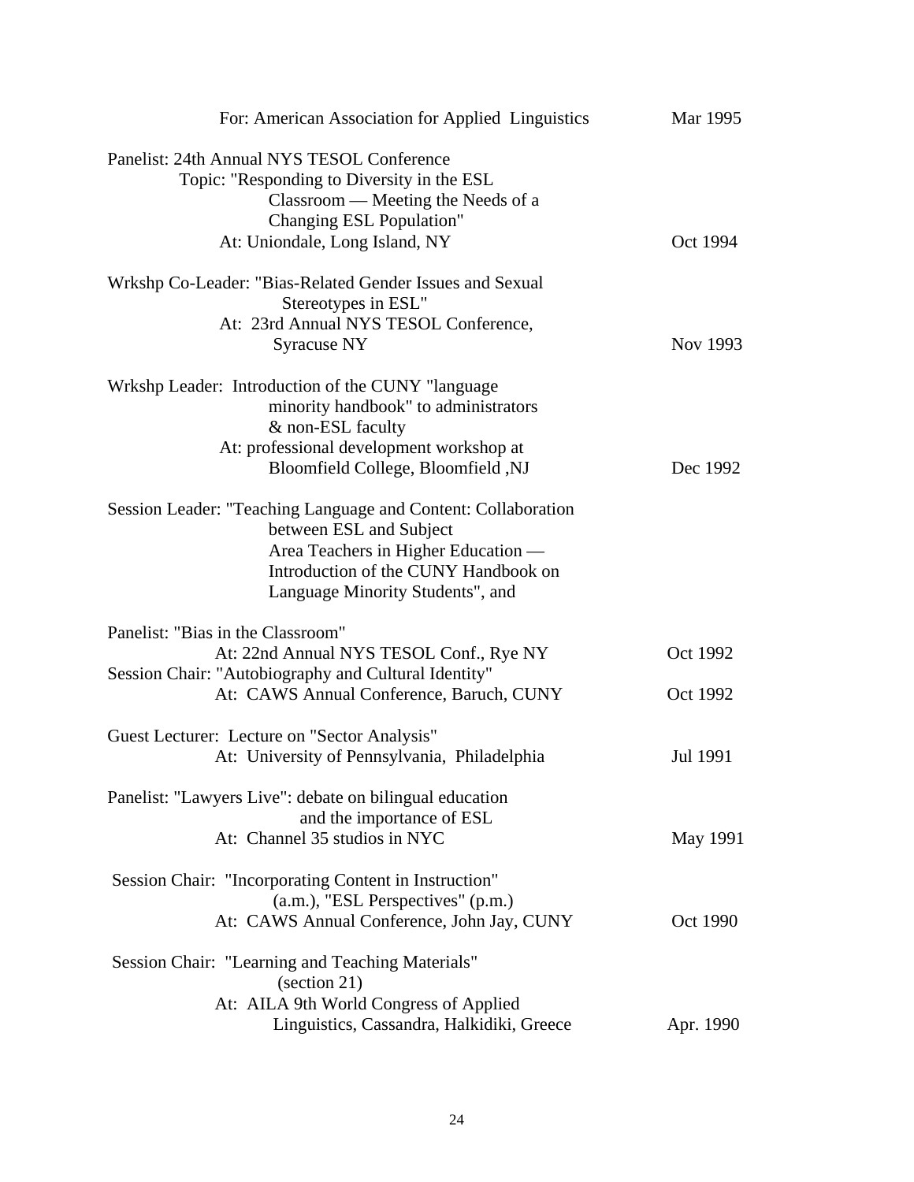For: American Association for Applied Linguistics — Mar 1995

Panelist: 24th Annual NYS TESOL Conference
Topic: "Responding to Diversity in the ESL Classroom — Meeting the Needs of a Changing ESL Population"
At: Uniondale, Long Island, NY — Oct 1994

Wrkshp Co-Leader: "Bias-Related Gender Issues and Sexual Stereotypes in ESL"
At: 23rd Annual NYS TESOL Conference, Syracuse NY — Nov 1993

Wrkshp Leader: Introduction of the CUNY "language minority handbook" to administrators & non-ESL faculty
At: professional development workshop at Bloomfield College, Bloomfield ,NJ — Dec 1992

Session Leader: "Teaching Language and Content: Collaboration between ESL and Subject Area Teachers in Higher Education — Introduction of the CUNY Handbook on Language Minority Students", and

Panelist: "Bias in the Classroom"
At: 22nd Annual NYS TESOL Conf., Rye NY — Oct 1992

Session Chair: "Autobiography and Cultural Identity"
At: CAWS Annual Conference, Baruch, CUNY — Oct 1992

Guest Lecturer: Lecture on "Sector Analysis"
At: University of Pennsylvania, Philadelphia — Jul 1991

Panelist: "Lawyers Live": debate on bilingual education and the importance of ESL
At: Channel 35 studios in NYC — May 1991

Session Chair: "Incorporating Content in Instruction" (a.m.), "ESL Perspectives" (p.m.)
At: CAWS Annual Conference, John Jay, CUNY — Oct 1990

Session Chair: "Learning and Teaching Materials" (section 21)
At: AILA 9th World Congress of Applied Linguistics, Cassandra, Halkidiki, Greece — Apr. 1990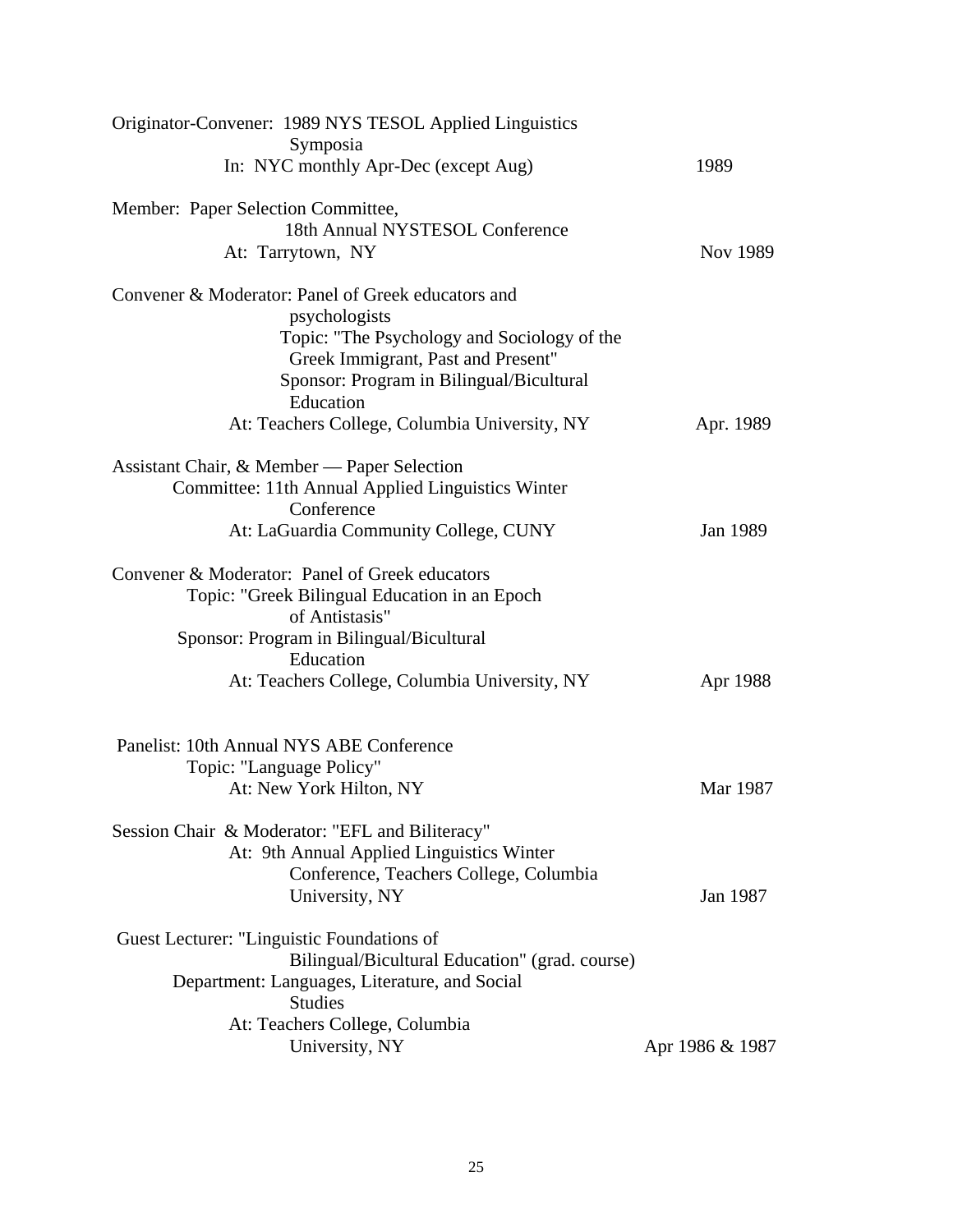Originator-Convener: 1989 NYS TESOL Applied Linguistics
Symposia
In: NYC monthly Apr-Dec (except Aug) 1989

Member: Paper Selection Committee,
18th Annual NYSTESOL Conference
At: Tarrytown, NY Nov 1989

Convener & Moderator: Panel of Greek educators and
psychologists
Topic: "The Psychology and Sociology of the
Greek Immigrant, Past and Present"
Sponsor: Program in Bilingual/Bicultural
Education
At: Teachers College, Columbia University, NY Apr. 1989

Assistant Chair, & Member — Paper Selection
Committee: 11th Annual Applied Linguistics Winter
Conference
At: LaGuardia Community College, CUNY Jan 1989

Convener & Moderator: Panel of Greek educators
Topic: "Greek Bilingual Education in an Epoch
of Antistasis"
Sponsor: Program in Bilingual/Bicultural
Education
At: Teachers College, Columbia University, NY Apr 1988

Panelist: 10th Annual NYS ABE Conference
Topic: "Language Policy"
At: New York Hilton, NY Mar 1987

Session Chair & Moderator: "EFL and Biliteracy"
At: 9th Annual Applied Linguistics Winter
Conference, Teachers College, Columbia
University, NY Jan 1987

Guest Lecturer: "Linguistic Foundations of
Bilingual/Bicultural Education" (grad. course)
Department: Languages, Literature, and Social
Studies
At: Teachers College, Columbia
University, NY Apr 1986 & 1987